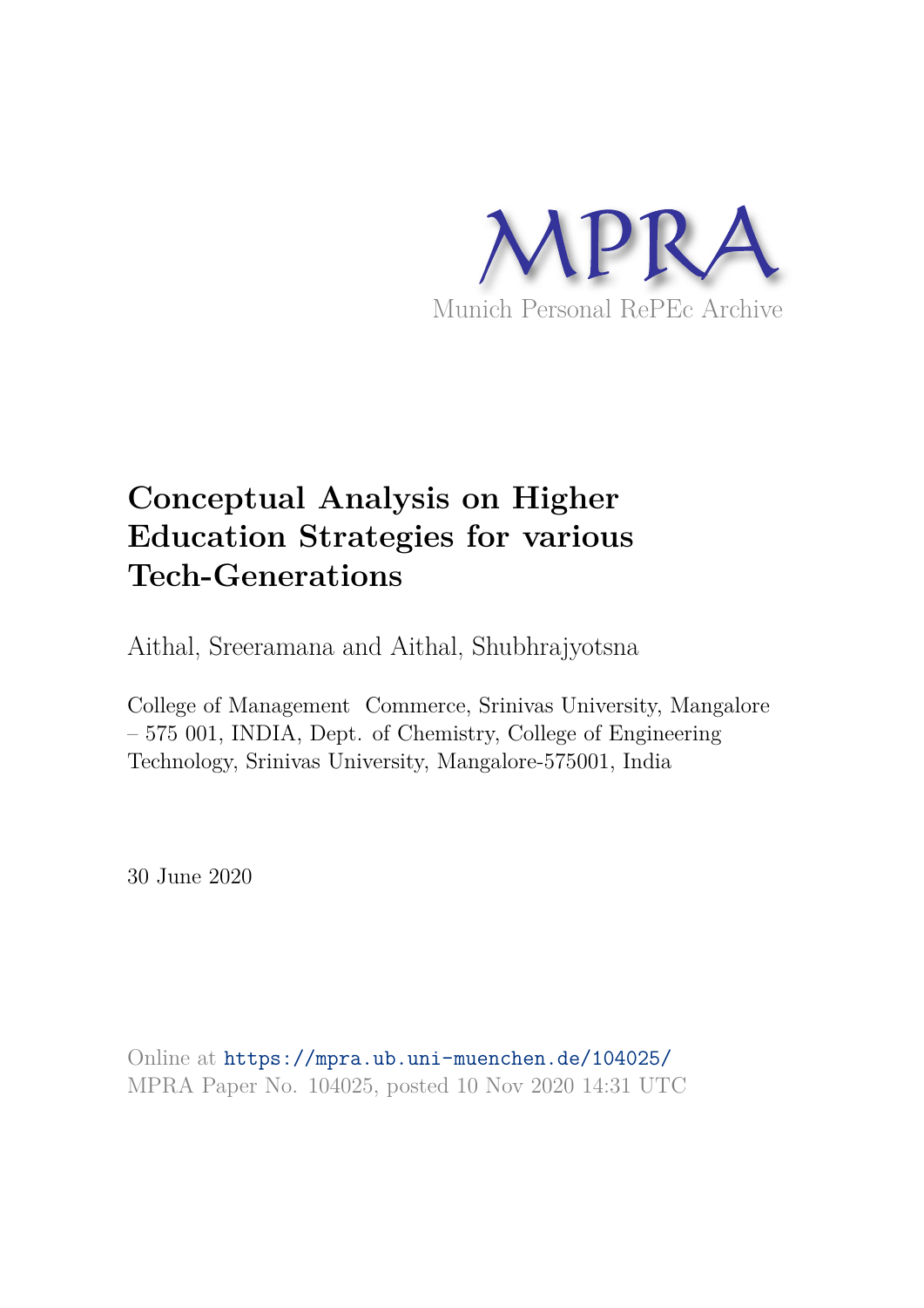MPRA

Munich Personal RePEc Archive

# Conceptual Analysis on Higher Education Strategies for various Tech-Generations

Aithal, Sreeramana and Aithal, Shubhrajyotsna

College of Management Commerce, Srinivas University, Mangalore – 575 001, INDIA, Dept. of Chemistry, College of Engineering Technology, Srinivas University, Mangalore-575001, India

30 June 2020

Online at https://mpra.ub.uni-muenchen.de/104025/
MPRA Paper No. 104025, posted 10 Nov 2020 14:31 UTC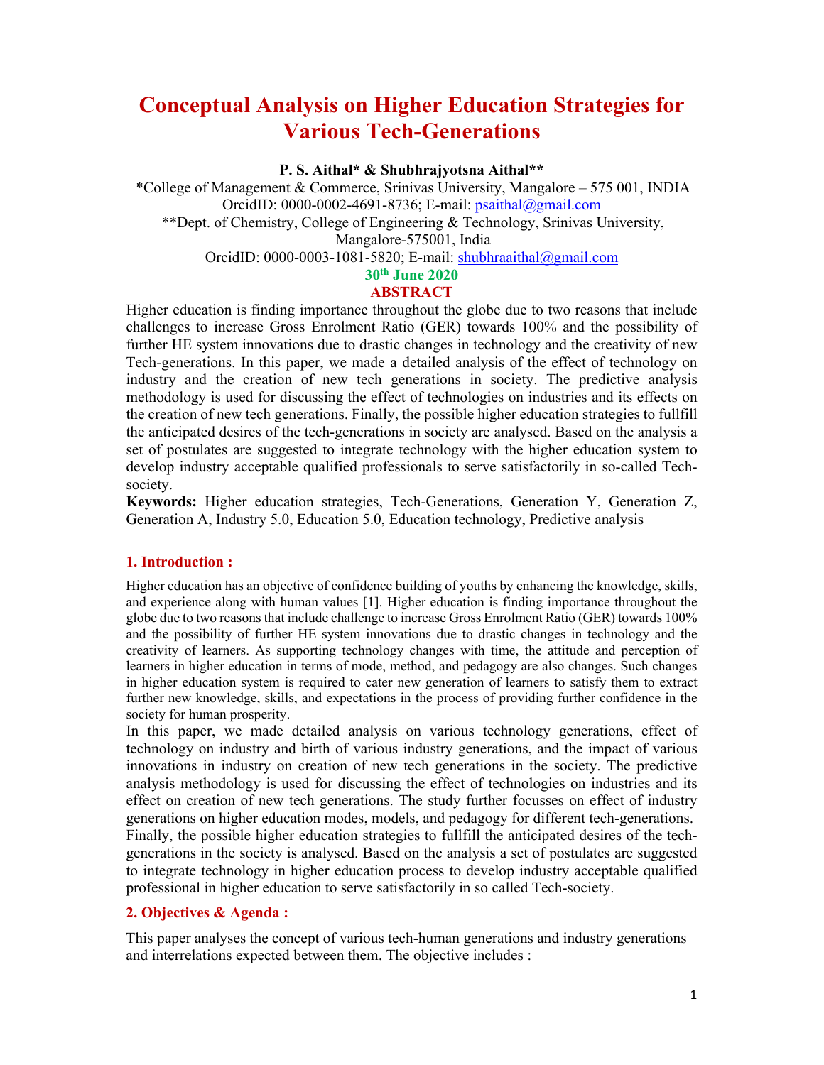# Conceptual Analysis on Higher Education Strategies for Various Tech-Generations

**P. S. Aithal* & Shubhrajyotsna Aithal****

*College of Management & Commerce, Srinivas University, Mangalore – 575 001, INDIA
OrcidID: 0000-0002-4691-8736; E-mail: psaithal@gmail.com
**Dept. of Chemistry, College of Engineering & Technology, Srinivas University, Mangalore-575001, India
OrcidID: 0000-0003-1081-5820; E-mail: shubhraaithal@gmail.com

**30th June 2020**

## ABSTRACT

Higher education is finding importance throughout the globe due to two reasons that include challenges to increase Gross Enrolment Ratio (GER) towards 100% and the possibility of further HE system innovations due to drastic changes in technology and the creativity of new Tech-generations. In this paper, we made a detailed analysis of the effect of technology on industry and the creation of new tech generations in society. The predictive analysis methodology is used for discussing the effect of technologies on industries and its effects on the creation of new tech generations. Finally, the possible higher education strategies to fullfill the anticipated desires of the tech-generations in society are analysed. Based on the analysis a set of postulates are suggested to integrate technology with the higher education system to develop industry acceptable qualified professionals to serve satisfactorily in so-called Tech-society.

**Keywords:** Higher education strategies, Tech-Generations, Generation Y, Generation Z, Generation A, Industry 5.0, Education 5.0, Education technology, Predictive analysis

## 1. Introduction :

Higher education has an objective of confidence building of youths by enhancing the knowledge, skills, and experience along with human values [1]. Higher education is finding importance throughout the globe due to two reasons that include challenge to increase Gross Enrolment Ratio (GER) towards 100% and the possibility of further HE system innovations due to drastic changes in technology and the creativity of learners. As supporting technology changes with time, the attitude and perception of learners in higher education in terms of mode, method, and pedagogy are also changes. Such changes in higher education system is required to cater new generation of learners to satisfy them to extract further new knowledge, skills, and expectations in the process of providing further confidence in the society for human prosperity.

In this paper, we made detailed analysis on various technology generations, effect of technology on industry and birth of various industry generations, and the impact of various innovations in industry on creation of new tech generations in the society. The predictive analysis methodology is used for discussing the effect of technologies on industries and its effect on creation of new tech generations. The study further focusses on effect of industry generations on higher education modes, models, and pedagogy for different tech-generations. Finally, the possible higher education strategies to fullfill the anticipated desires of the tech-generations in the society is analysed. Based on the analysis a set of postulates are suggested to integrate technology in higher education process to develop industry acceptable qualified professional in higher education to serve satisfactorily in so called Tech-society.

## 2. Objectives & Agenda :

This paper analyses the concept of various tech-human generations and industry generations and interrelations expected between them. The objective includes :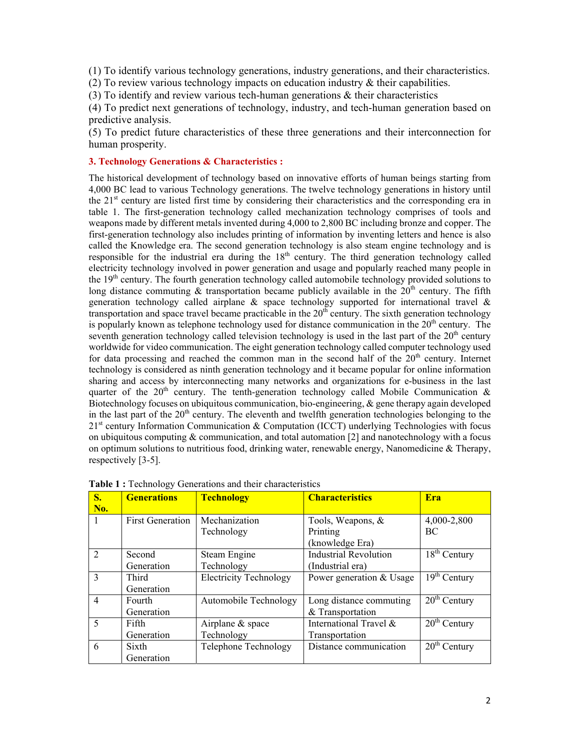(1) To identify various technology generations, industry generations, and their characteristics.
(2) To review various technology impacts on education industry & their capabilities.
(3) To identify and review various tech-human generations & their characteristics
(4) To predict next generations of technology, industry, and tech-human generation based on predictive analysis.
(5) To predict future characteristics of these three generations and their interconnection for human prosperity.

## 3. Technology Generations & Characteristics :

The historical development of technology based on innovative efforts of human beings starting from 4,000 BC lead to various Technology generations. The twelve technology generations in history until the 21st century are listed first time by considering their characteristics and the corresponding era in table 1. The first-generation technology called mechanization technology comprises of tools and weapons made by different metals invented during 4,000 to 2,800 BC including bronze and copper. The first-generation technology also includes printing of information by inventing letters and hence is also called the Knowledge era. The second generation technology is also steam engine technology and is responsible for the industrial era during the 18th century. The third generation technology called electricity technology involved in power generation and usage and popularly reached many people in the 19th century. The fourth generation technology called automobile technology provided solutions to long distance commuting & transportation became publicly available in the 20th century. The fifth generation technology called airplane & space technology supported for international travel & transportation and space travel became practicable in the 20th century. The sixth generation technology is popularly known as telephone technology used for distance communication in the 20th century. The seventh generation technology called television technology is used in the last part of the 20th century worldwide for video communication. The eight generation technology called computer technology used for data processing and reached the common man in the second half of the 20th century. Internet technology is considered as ninth generation technology and it became popular for online information sharing and access by interconnecting many networks and organizations for e-business in the last quarter of the 20th century. The tenth-generation technology called Mobile Communication & Biotechnology focuses on ubiquitous communication, bio-engineering, & gene therapy again developed in the last part of the 20th century. The eleventh and twelfth generation technologies belonging to the 21st century Information Communication & Computation (ICCT) underlying Technologies with focus on ubiquitous computing & communication, and total automation [2] and nanotechnology with a focus on optimum solutions to nutritious food, drinking water, renewable energy, Nanomedicine & Therapy, respectively [3-5].

**Table 1 :** Technology Generations and their characteristics

| S. No. | Generations | Technology | Characteristics | Era |
|---|---|---|---|---|
| 1 | First Generation | Mechanization Technology | Tools, Weapons, & Printing (knowledge Era) | 4,000-2,800 BC |
| 2 | Second Generation | Steam Engine Technology | Industrial Revolution (Industrial era) | 18th Century |
| 3 | Third Generation | Electricity Technology | Power generation & Usage | 19th Century |
| 4 | Fourth Generation | Automobile Technology | Long distance commuting & Transportation | 20th Century |
| 5 | Fifth Generation | Airplane & space Technology | International Travel & Transportation | 20th Century |
| 6 | Sixth Generation | Telephone Technology | Distance communication | 20th Century |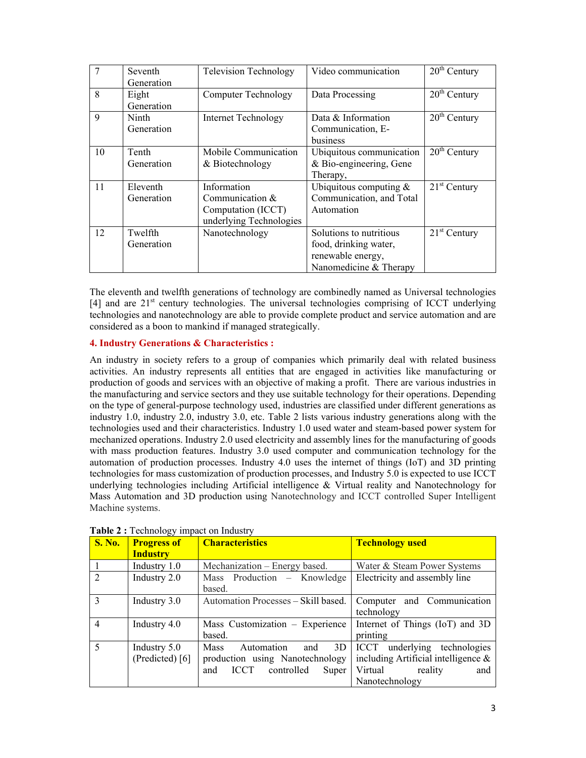| | | | | |
|---|---|---|---|---|
| 7 | Seventh Generation | Television Technology | Video communication | 20th Century |
| 8 | Eight Generation | Computer Technology | Data Processing | 20th Century |
| 9 | Ninth Generation | Internet Technology | Data & Information Communication, E-business | 20th Century |
| 10 | Tenth Generation | Mobile Communication & Biotechnology | Ubiquitous communication & Bio-engineering, Gene Therapy, | 20th Century |
| 11 | Eleventh Generation | Information Communication & Computation (ICCT) underlying Technologies | Ubiquitous computing & Communication, and Total Automation | 21st Century |
| 12 | Twelfth Generation | Nanotechnology | Solutions to nutritious food, drinking water, renewable energy, Nanomedicine & Therapy | 21st Century |

The eleventh and twelfth generations of technology are combinedly named as Universal technologies [4] and are 21st century technologies. The universal technologies comprising of ICCT underlying technologies and nanotechnology are able to provide complete product and service automation and are considered as a boon to mankind if managed strategically.

## 4. Industry Generations & Characteristics :

An industry in society refers to a group of companies which primarily deal with related business activities. An industry represents all entities that are engaged in activities like manufacturing or production of goods and services with an objective of making a profit. There are various industries in the manufacturing and service sectors and they use suitable technology for their operations. Depending on the type of general-purpose technology used, industries are classified under different generations as industry 1.0, industry 2.0, industry 3.0, etc. Table 2 lists various industry generations along with the technologies used and their characteristics. Industry 1.0 used water and steam-based power system for mechanized operations. Industry 2.0 used electricity and assembly lines for the manufacturing of goods with mass production features. Industry 3.0 used computer and communication technology for the automation of production processes. Industry 4.0 uses the internet of things (IoT) and 3D printing technologies for mass customization of production processes, and Industry 5.0 is expected to use ICCT underlying technologies including Artificial intelligence & Virtual reality and Nanotechnology for Mass Automation and 3D production using Nanotechnology and ICCT controlled Super Intelligent Machine systems.

**Table 2 :** Technology impact on Industry

| S. No. | Progress of Industry | Characteristics | Technology used |
|---|---|---|---|
| 1 | Industry 1.0 | Mechanization – Energy based. | Water & Steam Power Systems |
| 2 | Industry 2.0 | Mass Production – Knowledge based. | Electricity and assembly line |
| 3 | Industry 3.0 | Automation Processes – Skill based. | Computer and Communication technology |
| 4 | Industry 4.0 | Mass Customization – Experience based. | Internet of Things (IoT) and 3D printing |
| 5 | Industry 5.0 (Predicted) [6] | Mass Automation and 3D production using Nanotechnology and ICCT controlled Super | ICCT underlying technologies including Artificial intelligence & Virtual reality and Nanotechnology |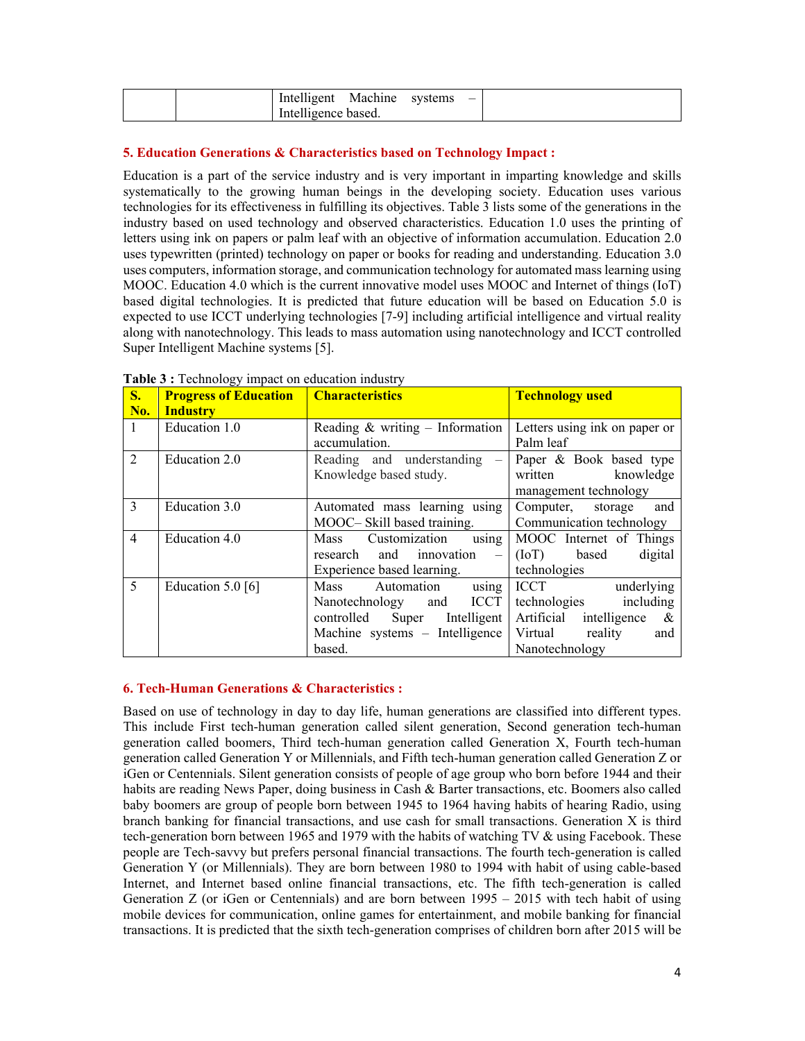| | | | |
|---|---|---|---|
| | | Intelligent Machine systems – Intelligence based. | |

## 5. Education Generations & Characteristics based on Technology Impact :

Education is a part of the service industry and is very important in imparting knowledge and skills systematically to the growing human beings in the developing society. Education uses various technologies for its effectiveness in fulfilling its objectives. Table 3 lists some of the generations in the industry based on used technology and observed characteristics. Education 1.0 uses the printing of letters using ink on papers or palm leaf with an objective of information accumulation. Education 2.0 uses typewritten (printed) technology on paper or books for reading and understanding. Education 3.0 uses computers, information storage, and communication technology for automated mass learning using MOOC. Education 4.0 which is the current innovative model uses MOOC and Internet of things (IoT) based digital technologies. It is predicted that future education will be based on Education 5.0 is expected to use ICCT underlying technologies [7-9] including artificial intelligence and virtual reality along with nanotechnology. This leads to mass automation using nanotechnology and ICCT controlled Super Intelligent Machine systems [5].

**Table 3 :** Technology impact on education industry

| S. No. | Progress of Education Industry | Characteristics | Technology used |
|---|---|---|---|
| 1 | Education 1.0 | Reading & writing – Information accumulation. | Letters using ink on paper or Palm leaf |
| 2 | Education 2.0 | Reading and understanding – Knowledge based study. | Paper & Book based type written knowledge management technology |
| 3 | Education 3.0 | Automated mass learning using MOOC– Skill based training. | Computer, storage and Communication technology |
| 4 | Education 4.0 | Mass Customization using research and innovation – Experience based learning. | MOOC Internet of Things (IoT) based digital technologies |
| 5 | Education 5.0 [6] | Mass Automation using Nanotechnology and ICCT controlled Super Intelligent Machine systems – Intelligence based. | ICCT underlying technologies including Artificial intelligence & Virtual reality and Nanotechnology |

## 6. Tech-Human Generations & Characteristics :

Based on use of technology in day to day life, human generations are classified into different types. This include First tech-human generation called silent generation, Second generation tech-human generation called boomers, Third tech-human generation called Generation X, Fourth tech-human generation called Generation Y or Millennials, and Fifth tech-human generation called Generation Z or iGen or Centennials. Silent generation consists of people of age group who born before 1944 and their habits are reading News Paper, doing business in Cash & Barter transactions, etc. Boomers also called baby boomers are group of people born between 1945 to 1964 having habits of hearing Radio, using branch banking for financial transactions, and use cash for small transactions. Generation X is third tech-generation born between 1965 and 1979 with the habits of watching TV & using Facebook. These people are Tech-savvy but prefers personal financial transactions. The fourth tech-generation is called Generation Y (or Millennials). They are born between 1980 to 1994 with habit of using cable-based Internet, and Internet based online financial transactions, etc. The fifth tech-generation is called Generation Z (or iGen or Centennials) and are born between 1995 – 2015 with tech habit of using mobile devices for communication, online games for entertainment, and mobile banking for financial transactions. It is predicted that the sixth tech-generation comprises of children born after 2015 will be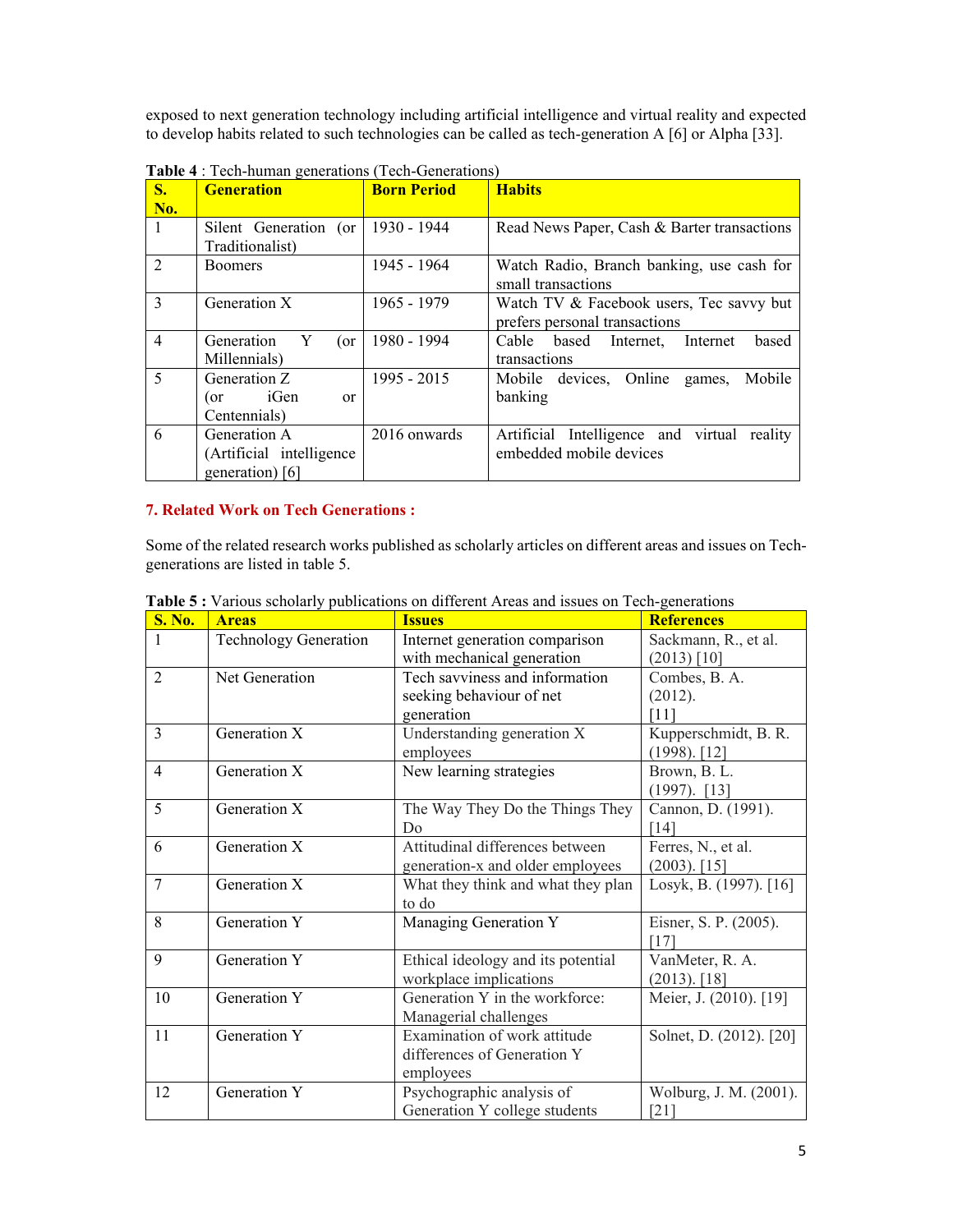exposed to next generation technology including artificial intelligence and virtual reality and expected to develop habits related to such technologies can be called as tech-generation A [6] or Alpha [33].

**Table 4** : Tech-human generations (Tech-Generations)

| S. No. | Generation | Born Period | Habits |
|---|---|---|---|
| 1 | Silent Generation (or Traditionalist) | 1930 - 1944 | Read News Paper, Cash & Barter transactions |
| 2 | Boomers | 1945 - 1964 | Watch Radio, Branch banking, use cash for small transactions |
| 3 | Generation X | 1965 - 1979 | Watch TV & Facebook users, Tec savvy but prefers personal transactions |
| 4 | Generation Y (or Millennials) | 1980 - 1994 | Cable based Internet, Internet based transactions |
| 5 | Generation Z (or iGen or Centennials) | 1995 - 2015 | Mobile devices, Online games, Mobile banking |
| 6 | Generation A (Artificial intelligence generation) [6] | 2016 onwards | Artificial Intelligence and virtual reality embedded mobile devices |

## 7. Related Work on Tech Generations :

Some of the related research works published as scholarly articles on different areas and issues on Tech-generations are listed in table 5.

**Table 5 :** Various scholarly publications on different Areas and issues on Tech-generations

| S. No. | Areas | Issues | References |
|---|---|---|---|
| 1 | Technology Generation | Internet generation comparison with mechanical generation | Sackmann, R., et al. (2013) [10] |
| 2 | Net Generation | Tech savviness and information seeking behaviour of net generation | Combes, B. A. (2012). [11] |
| 3 | Generation X | Understanding generation X employees | Kupperschmidt, B. R. (1998). [12] |
| 4 | Generation X | New learning strategies | Brown, B. L. (1997). [13] |
| 5 | Generation X | The Way They Do the Things They Do | Cannon, D. (1991). [14] |
| 6 | Generation X | Attitudinal differences between generation-x and older employees | Ferres, N., et al. (2003). [15] |
| 7 | Generation X | What they think and what they plan to do | Losyk, B. (1997). [16] |
| 8 | Generation Y | Managing Generation Y | Eisner, S. P. (2005). [17] |
| 9 | Generation Y | Ethical ideology and its potential workplace implications | VanMeter, R. A. (2013). [18] |
| 10 | Generation Y | Generation Y in the workforce: Managerial challenges | Meier, J. (2010). [19] |
| 11 | Generation Y | Examination of work attitude differences of Generation Y employees | Solnet, D. (2012). [20] |
| 12 | Generation Y | Psychographic analysis of Generation Y college students | Wolburg, J. M. (2001). [21] |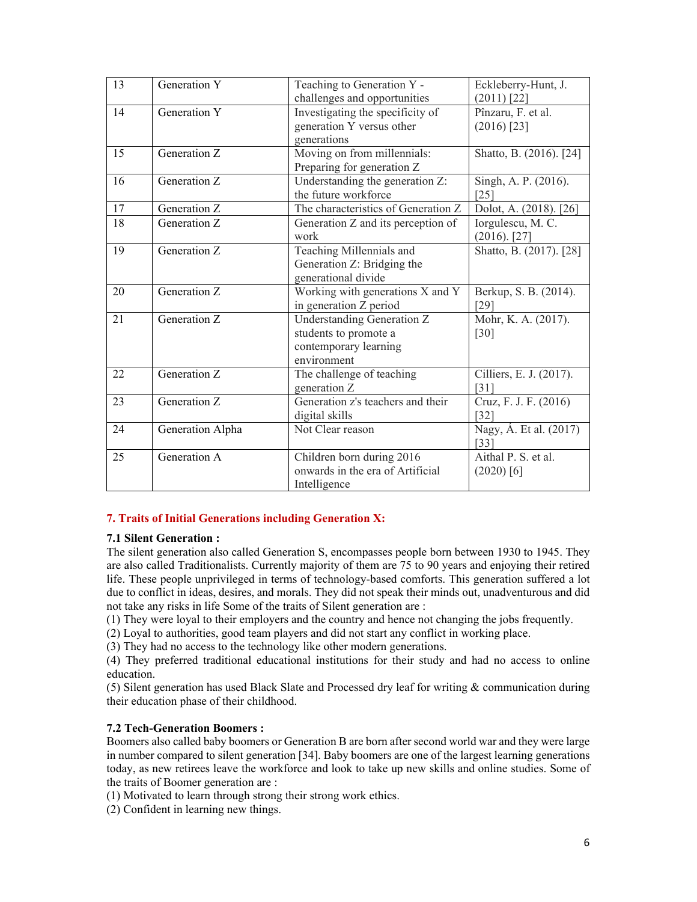| | | | |
|---|---|---|---|
| 13 | Generation Y | Teaching to Generation Y - challenges and opportunities | Eckleberry-Hunt, J. (2011) [22] |
| 14 | Generation Y | Investigating the specificity of generation Y versus other generations | Pînzaru, F. et al. (2016) [23] |
| 15 | Generation Z | Moving on from millennials: Preparing for generation Z | Shatto, B. (2016). [24] |
| 16 | Generation Z | Understanding the generation Z: the future workforce | Singh, A. P. (2016). [25] |
| 17 | Generation Z | The characteristics of Generation Z | Dolot, A. (2018). [26] |
| 18 | Generation Z | Generation Z and its perception of work | Iorgulescu, M. C. (2016). [27] |
| 19 | Generation Z | Teaching Millennials and Generation Z: Bridging the generational divide | Shatto, B. (2017). [28] |
| 20 | Generation Z | Working with generations X and Y in generation Z period | Berkup, S. B. (2014). [29] |
| 21 | Generation Z | Understanding Generation Z students to promote a contemporary learning environment | Mohr, K. A. (2017). [30] |
| 22 | Generation Z | The challenge of teaching generation Z | Cilliers, E. J. (2017). [31] |
| 23 | Generation Z | Generation z's teachers and their digital skills | Cruz, F. J. F. (2016) [32] |
| 24 | Generation Alpha | Not Clear reason | Nagy, Á. Et al. (2017) [33] |
| 25 | Generation A | Children born during 2016 onwards in the era of Artificial Intelligence | Aithal P. S. et al. (2020) [6] |

## 7. Traits of Initial Generations including Generation X:

### 7.1 Silent Generation :

The silent generation also called Generation S, encompasses people born between 1930 to 1945. They are also called Traditionalists. Currently majority of them are 75 to 90 years and enjoying their retired life. These people unprivileged in terms of technology-based comforts. This generation suffered a lot due to conflict in ideas, desires, and morals. They did not speak their minds out, unadventurous and did not take any risks in life Some of the traits of Silent generation are :

(1) They were loyal to their employers and the country and hence not changing the jobs frequently.
(2) Loyal to authorities, good team players and did not start any conflict in working place.
(3) They had no access to the technology like other modern generations.
(4) They preferred traditional educational institutions for their study and had no access to online education.
(5) Silent generation has used Black Slate and Processed dry leaf for writing & communication during their education phase of their childhood.

### 7.2 Tech-Generation Boomers :

Boomers also called baby boomers or Generation B are born after second world war and they were large in number compared to silent generation [34]. Baby boomers are one of the largest learning generations today, as new retirees leave the workforce and look to take up new skills and online studies. Some of the traits of Boomer generation are :

(1) Motivated to learn through strong their strong work ethics.
(2) Confident in learning new things.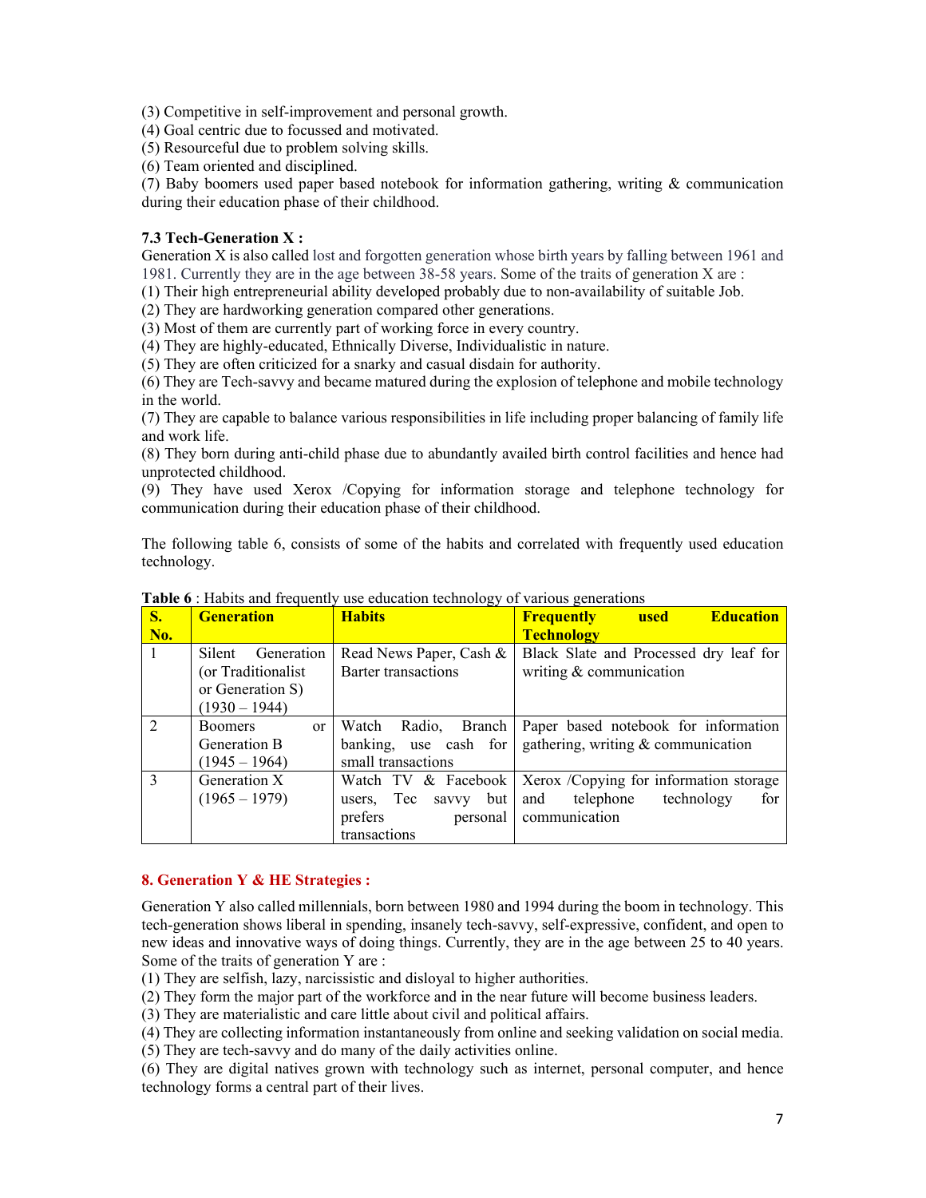(3) Competitive in self-improvement and personal growth.
(4) Goal centric due to focussed and motivated.
(5) Resourceful due to problem solving skills.
(6) Team oriented and disciplined.
(7) Baby boomers used paper based notebook for information gathering, writing & communication during their education phase of their childhood.

### 7.3 Tech-Generation X :

Generation X is also called lost and forgotten generation whose birth years by falling between 1961 and 1981. Currently they are in the age between 38-58 years. Some of the traits of generation X are :
(1) Their high entrepreneurial ability developed probably due to non-availability of suitable Job.
(2) They are hardworking generation compared other generations.
(3) Most of them are currently part of working force in every country.
(4) They are highly-educated, Ethnically Diverse, Individualistic in nature.
(5) They are often criticized for a snarky and casual disdain for authority.
(6) They are Tech-savvy and became matured during the explosion of telephone and mobile technology in the world.
(7) They are capable to balance various responsibilities in life including proper balancing of family life and work life.
(8) They born during anti-child phase due to abundantly availed birth control facilities and hence had unprotected childhood.
(9) They have used Xerox /Copying for information storage and telephone technology for communication during their education phase of their childhood.

The following table 6, consists of some of the habits and correlated with frequently used education technology.

**Table 6** : Habits and frequently use education technology of various generations

| S. No. | Generation | Habits | Frequently used Education Technology |
|---|---|---|---|
| 1 | Silent Generation (or Traditionalist or Generation S) (1930 – 1944) | Read News Paper, Cash & Barter transactions | Black Slate and Processed dry leaf for writing & communication |
| 2 | Boomers or Generation B (1945 – 1964) | Watch Radio, Branch banking, use cash for small transactions | Paper based notebook for information gathering, writing & communication |
| 3 | Generation X (1965 – 1979) | Watch TV & Facebook users, Tec savvy but prefers personal transactions | Xerox /Copying for information storage and telephone technology for communication |

## 8. Generation Y & HE Strategies :

Generation Y also called millennials, born between 1980 and 1994 during the boom in technology. This tech-generation shows liberal in spending, insanely tech-savvy, self-expressive, confident, and open to new ideas and innovative ways of doing things. Currently, they are in the age between 25 to 40 years. Some of the traits of generation Y are :
(1) They are selfish, lazy, narcissistic and disloyal to higher authorities.
(2) They form the major part of the workforce and in the near future will become business leaders.
(3) They are materialistic and care little about civil and political affairs.
(4) They are collecting information instantaneously from online and seeking validation on social media.
(5) They are tech-savvy and do many of the daily activities online.
(6) They are digital natives grown with technology such as internet, personal computer, and hence technology forms a central part of their lives.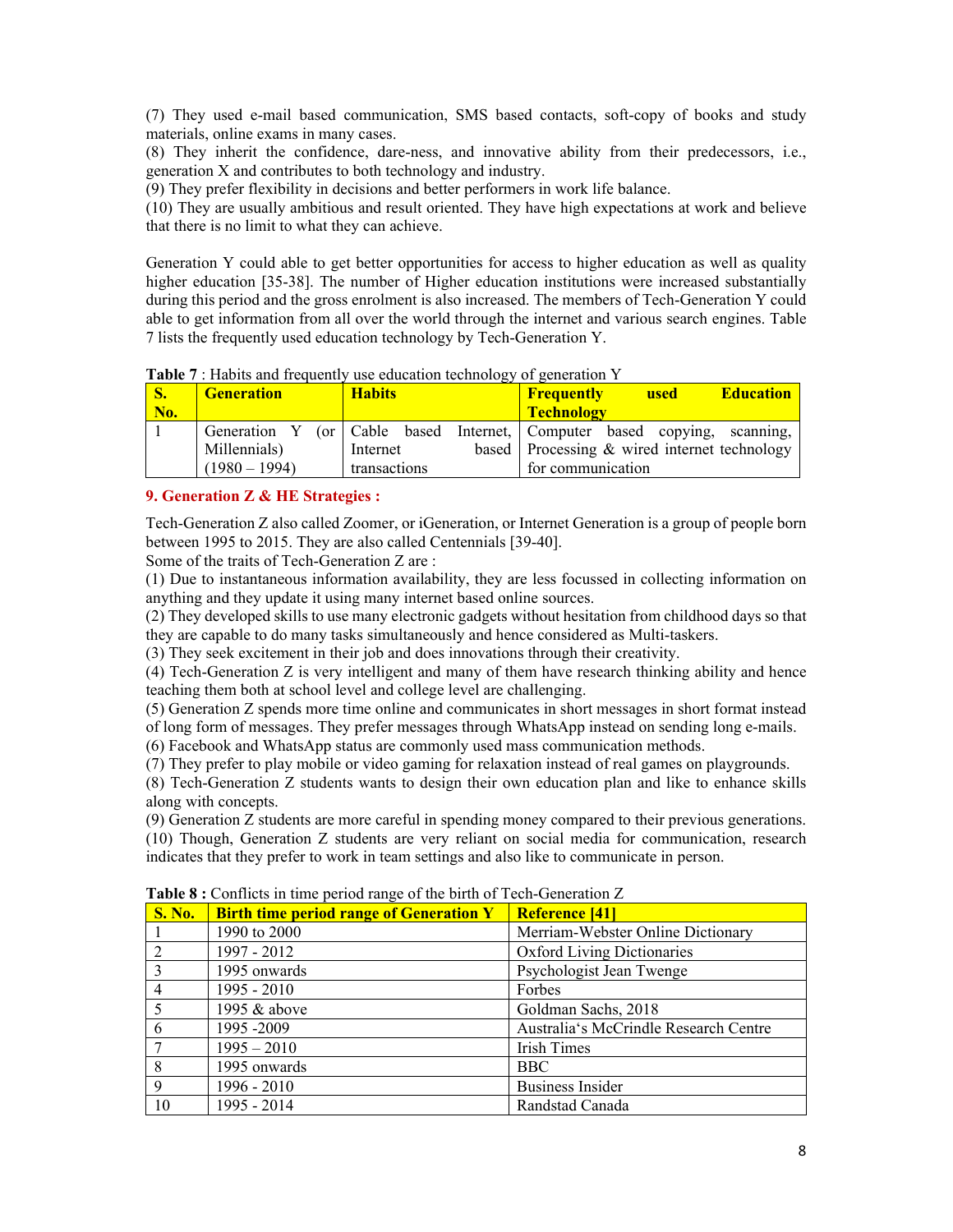(7) They used e-mail based communication, SMS based contacts, soft-copy of books and study materials, online exams in many cases.
(8) They inherit the confidence, dare-ness, and innovative ability from their predecessors, i.e., generation X and contributes to both technology and industry.
(9) They prefer flexibility in decisions and better performers in work life balance.
(10) They are usually ambitious and result oriented. They have high expectations at work and believe that there is no limit to what they can achieve.

Generation Y could able to get better opportunities for access to higher education as well as quality higher education [35-38]. The number of Higher education institutions were increased substantially during this period and the gross enrolment is also increased. The members of Tech-Generation Y could able to get information from all over the world through the internet and various search engines. Table 7 lists the frequently used education technology by Tech-Generation Y.

**Table 7** : Habits and frequently use education technology of generation Y

| S. No. | Generation | Habits | Frequently used Education Technology |
|---|---|---|---|
| 1 | Generation Y (or Millennials) (1980 – 1994) | Cable based Internet, Internet based transactions | Computer based copying, scanning, Processing & wired internet technology for communication |

## 9. Generation Z & HE Strategies :

Tech-Generation Z also called Zoomer, or iGeneration, or Internet Generation is a group of people born between 1995 to 2015. They are also called Centennials [39-40].
Some of the traits of Tech-Generation Z are :
(1) Due to instantaneous information availability, they are less focussed in collecting information on anything and they update it using many internet based online sources.
(2) They developed skills to use many electronic gadgets without hesitation from childhood days so that they are capable to do many tasks simultaneously and hence considered as Multi-taskers.
(3) They seek excitement in their job and does innovations through their creativity.
(4) Tech-Generation Z is very intelligent and many of them have research thinking ability and hence teaching them both at school level and college level are challenging.
(5) Generation Z spends more time online and communicates in short messages in short format instead of long form of messages. They prefer messages through WhatsApp instead on sending long e-mails.
(6) Facebook and WhatsApp status are commonly used mass communication methods.
(7) They prefer to play mobile or video gaming for relaxation instead of real games on playgrounds.
(8) Tech-Generation Z students wants to design their own education plan and like to enhance skills along with concepts.
(9) Generation Z students are more careful in spending money compared to their previous generations.
(10) Though, Generation Z students are very reliant on social media for communication, research indicates that they prefer to work in team settings and also like to communicate in person.

**Table 8 :** Conflicts in time period range of the birth of Tech-Generation Z

| S. No. | Birth time period range of Generation Y | Reference [41] |
|---|---|---|
| 1 | 1990 to 2000 | Merriam-Webster Online Dictionary |
| 2 | 1997 - 2012 | Oxford Living Dictionaries |
| 3 | 1995 onwards | Psychologist Jean Twenge |
| 4 | 1995 - 2010 | Forbes |
| 5 | 1995 & above | Goldman Sachs, 2018 |
| 6 | 1995 -2009 | Australia's McCrindle Research Centre |
| 7 | 1995 – 2010 | Irish Times |
| 8 | 1995 onwards | BBC |
| 9 | 1996 - 2010 | Business Insider |
| 10 | 1995 - 2014 | Randstad Canada |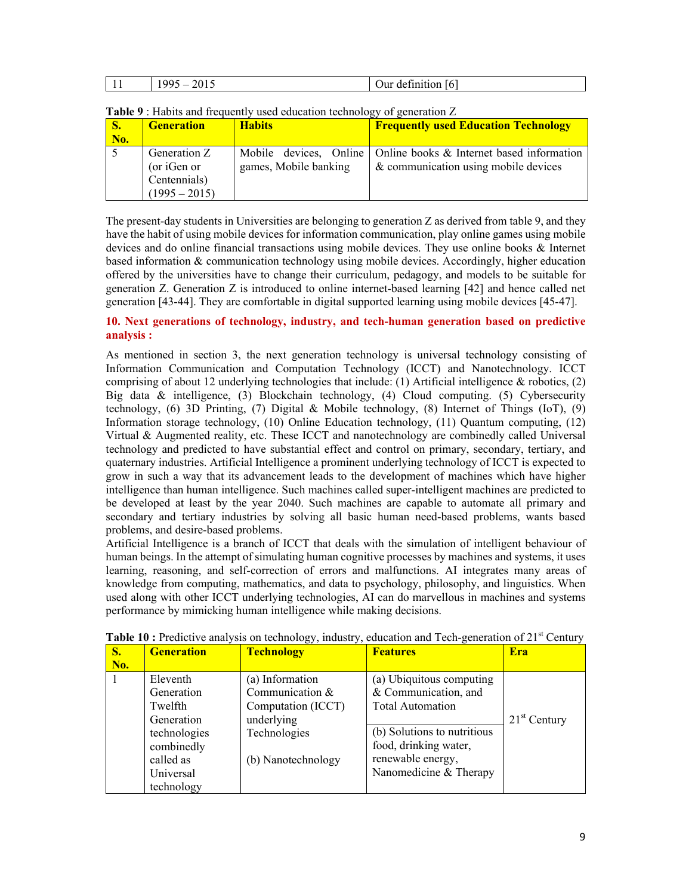| | | |
|---|---|---|
| 11 | 1995 – 2015 | Our definition [6] |

**Table 9** : Habits and frequently used education technology of generation Z

| S. No. | Generation | Habits | Frequently used Education Technology |
|---|---|---|---|
| 5 | Generation Z (or iGen or Centennials) (1995 – 2015) | Mobile devices, Online games, Mobile banking | Online books & Internet based information & communication using mobile devices |

The present-day students in Universities are belonging to generation Z as derived from table 9, and they have the habit of using mobile devices for information communication, play online games using mobile devices and do online financial transactions using mobile devices. They use online books & Internet based information & communication technology using mobile devices. Accordingly, higher education offered by the universities have to change their curriculum, pedagogy, and models to be suitable for generation Z. Generation Z is introduced to online internet-based learning [42] and hence called net generation [43-44]. They are comfortable in digital supported learning using mobile devices [45-47].

## 10. Next generations of technology, industry, and tech-human generation based on predictive analysis :

As mentioned in section 3, the next generation technology is universal technology consisting of Information Communication and Computation Technology (ICCT) and Nanotechnology. ICCT comprising of about 12 underlying technologies that include: (1) Artificial intelligence & robotics, (2) Big data & intelligence, (3) Blockchain technology, (4) Cloud computing. (5) Cybersecurity technology, (6) 3D Printing, (7) Digital & Mobile technology, (8) Internet of Things (IoT), (9) Information storage technology, (10) Online Education technology, (11) Quantum computing, (12) Virtual & Augmented reality, etc. These ICCT and nanotechnology are combinedly called Universal technology and predicted to have substantial effect and control on primary, secondary, tertiary, and quaternary industries. Artificial Intelligence a prominent underlying technology of ICCT is expected to grow in such a way that its advancement leads to the development of machines which have higher intelligence than human intelligence. Such machines called super-intelligent machines are predicted to be developed at least by the year 2040. Such machines are capable to automate all primary and secondary and tertiary industries by solving all basic human need-based problems, wants based problems, and desire-based problems.

Artificial Intelligence is a branch of ICCT that deals with the simulation of intelligent behaviour of human beings. In the attempt of simulating human cognitive processes by machines and systems, it uses learning, reasoning, and self-correction of errors and malfunctions. AI integrates many areas of knowledge from computing, mathematics, and data to psychology, philosophy, and linguistics. When used along with other ICCT underlying technologies, AI can do marvellous in machines and systems performance by mimicking human intelligence while making decisions.

**Table 10 :** Predictive analysis on technology, industry, education and Tech-generation of 21st Century

| S. No. | Generation | Technology | Features | Era |
|---|---|---|---|---|
| 1 | Eleventh Generation Twelfth Generation technologies combinedly called as Universal technology | (a) Information Communication & Computation (ICCT) underlying Technologies<br><br>(b) Nanotechnology | (a) Ubiquitous computing & Communication, and Total Automation<br><br>(b) Solutions to nutritious food, drinking water, renewable energy, Nanomedicine & Therapy | 21st Century |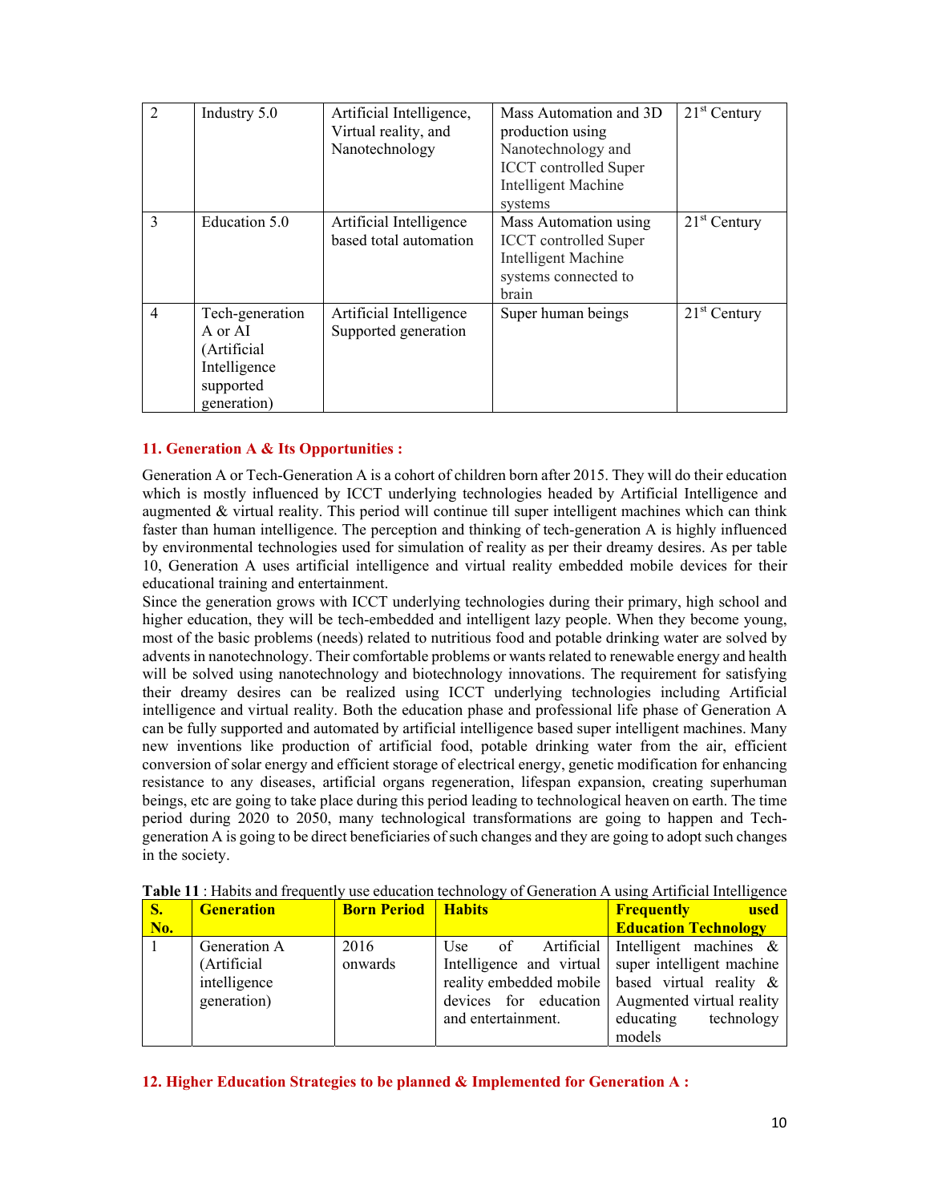| | | | | |
|---|---|---|---|---|
| 2 | Industry 5.0 | Artificial Intelligence, Virtual reality, and Nanotechnology | Mass Automation and 3D production using Nanotechnology and ICCT controlled Super Intelligent Machine systems | 21st Century |
| 3 | Education 5.0 | Artificial Intelligence based total automation | Mass Automation using ICCT controlled Super Intelligent Machine systems connected to brain | 21st Century |
| 4 | Tech-generation A or AI (Artificial Intelligence supported generation) | Artificial Intelligence Supported generation | Super human beings | 21st Century |

## 11. Generation A & Its Opportunities :

Generation A or Tech-Generation A is a cohort of children born after 2015. They will do their education which is mostly influenced by ICCT underlying technologies headed by Artificial Intelligence and augmented & virtual reality. This period will continue till super intelligent machines which can think faster than human intelligence. The perception and thinking of tech-generation A is highly influenced by environmental technologies used for simulation of reality as per their dreamy desires. As per table 10, Generation A uses artificial intelligence and virtual reality embedded mobile devices for their educational training and entertainment.

Since the generation grows with ICCT underlying technologies during their primary, high school and higher education, they will be tech-embedded and intelligent lazy people. When they become young, most of the basic problems (needs) related to nutritious food and potable drinking water are solved by advents in nanotechnology. Their comfortable problems or wants related to renewable energy and health will be solved using nanotechnology and biotechnology innovations. The requirement for satisfying their dreamy desires can be realized using ICCT underlying technologies including Artificial intelligence and virtual reality. Both the education phase and professional life phase of Generation A can be fully supported and automated by artificial intelligence based super intelligent machines. Many new inventions like production of artificial food, potable drinking water from the air, efficient conversion of solar energy and efficient storage of electrical energy, genetic modification for enhancing resistance to any diseases, artificial organs regeneration, lifespan expansion, creating superhuman beings, etc are going to take place during this period leading to technological heaven on earth. The time period during 2020 to 2050, many technological transformations are going to happen and Tech-generation A is going to be direct beneficiaries of such changes and they are going to adopt such changes in the society.

**Table 11** : Habits and frequently use education technology of Generation A using Artificial Intelligence

| S. No. | Generation | Born Period | Habits | Frequently used Education Technology |
|---|---|---|---|---|
| 1 | Generation A (Artificial intelligence generation) | 2016 onwards | Use of Artificial Intelligence and virtual reality embedded mobile devices for education and entertainment. | Intelligent machines & super intelligent machine based virtual reality & Augmented virtual reality educating technology models |

## 12. Higher Education Strategies to be planned & Implemented for Generation A :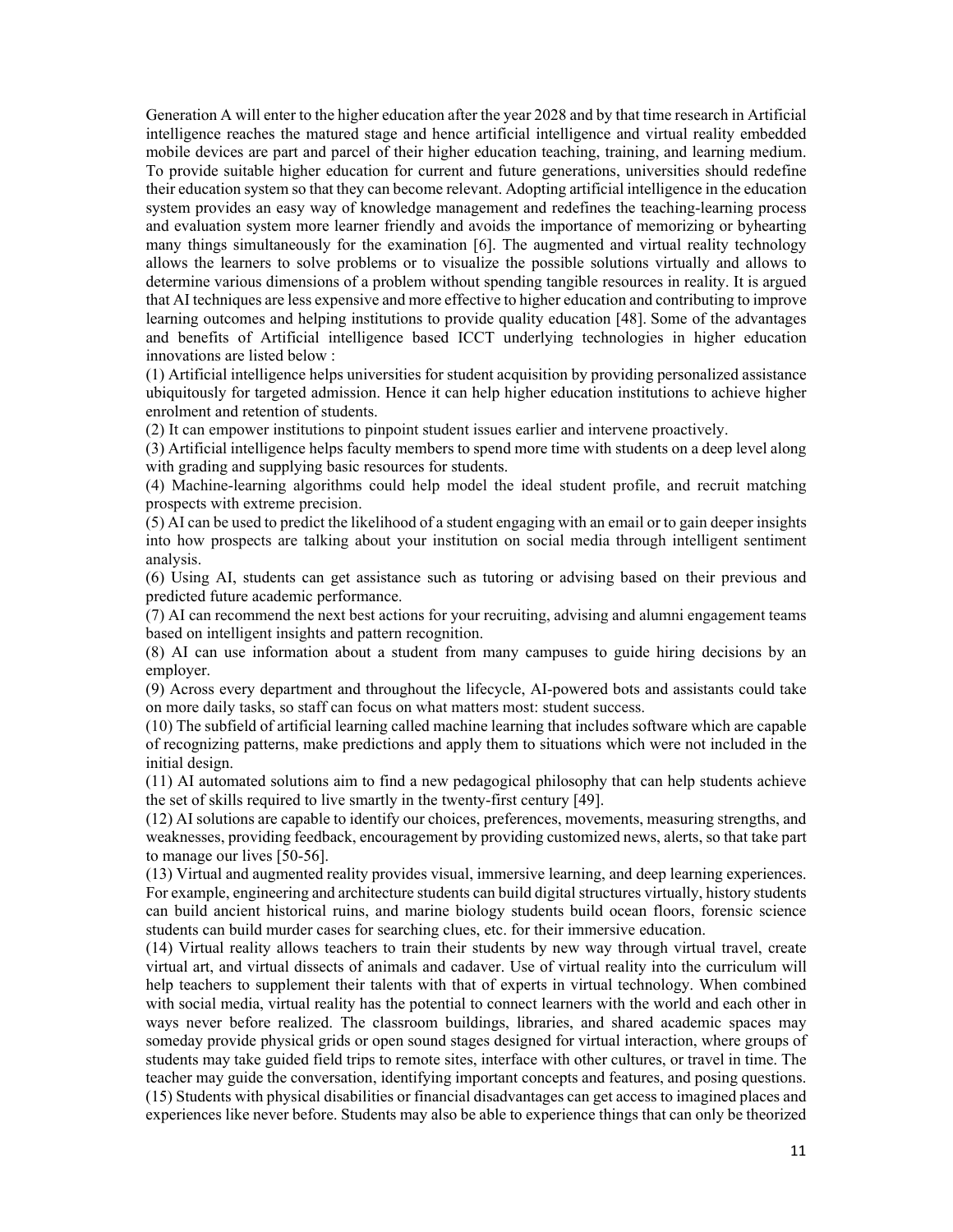Generation A will enter to the higher education after the year 2028 and by that time research in Artificial intelligence reaches the matured stage and hence artificial intelligence and virtual reality embedded mobile devices are part and parcel of their higher education teaching, training, and learning medium. To provide suitable higher education for current and future generations, universities should redefine their education system so that they can become relevant. Adopting artificial intelligence in the education system provides an easy way of knowledge management and redefines the teaching-learning process and evaluation system more learner friendly and avoids the importance of memorizing or byhearting many things simultaneously for the examination [6]. The augmented and virtual reality technology allows the learners to solve problems or to visualize the possible solutions virtually and allows to determine various dimensions of a problem without spending tangible resources in reality. It is argued that AI techniques are less expensive and more effective to higher education and contributing to improve learning outcomes and helping institutions to provide quality education [48]. Some of the advantages and benefits of Artificial intelligence based ICCT underlying technologies in higher education innovations are listed below :

(1) Artificial intelligence helps universities for student acquisition by providing personalized assistance ubiquitously for targeted admission. Hence it can help higher education institutions to achieve higher enrolment and retention of students.

(2) It can empower institutions to pinpoint student issues earlier and intervene proactively.

(3) Artificial intelligence helps faculty members to spend more time with students on a deep level along with grading and supplying basic resources for students.

(4) Machine-learning algorithms could help model the ideal student profile, and recruit matching prospects with extreme precision.

(5) AI can be used to predict the likelihood of a student engaging with an email or to gain deeper insights into how prospects are talking about your institution on social media through intelligent sentiment analysis.

(6) Using AI, students can get assistance such as tutoring or advising based on their previous and predicted future academic performance.

(7) AI can recommend the next best actions for your recruiting, advising and alumni engagement teams based on intelligent insights and pattern recognition.

(8) AI can use information about a student from many campuses to guide hiring decisions by an employer.

(9) Across every department and throughout the lifecycle, AI-powered bots and assistants could take on more daily tasks, so staff can focus on what matters most: student success.

(10) The subfield of artificial learning called machine learning that includes software which are capable of recognizing patterns, make predictions and apply them to situations which were not included in the initial design.

(11) AI automated solutions aim to find a new pedagogical philosophy that can help students achieve the set of skills required to live smartly in the twenty-first century [49].

(12) AI solutions are capable to identify our choices, preferences, movements, measuring strengths, and weaknesses, providing feedback, encouragement by providing customized news, alerts, so that take part to manage our lives [50-56].

(13) Virtual and augmented reality provides visual, immersive learning, and deep learning experiences. For example, engineering and architecture students can build digital structures virtually, history students can build ancient historical ruins, and marine biology students build ocean floors, forensic science students can build murder cases for searching clues, etc. for their immersive education.

(14) Virtual reality allows teachers to train their students by new way through virtual travel, create virtual art, and virtual dissects of animals and cadaver. Use of virtual reality into the curriculum will help teachers to supplement their talents with that of experts in virtual technology. When combined with social media, virtual reality has the potential to connect learners with the world and each other in ways never before realized. The classroom buildings, libraries, and shared academic spaces may someday provide physical grids or open sound stages designed for virtual interaction, where groups of students may take guided field trips to remote sites, interface with other cultures, or travel in time. The teacher may guide the conversation, identifying important concepts and features, and posing questions.

(15) Students with physical disabilities or financial disadvantages can get access to imagined places and experiences like never before. Students may also be able to experience things that can only be theorized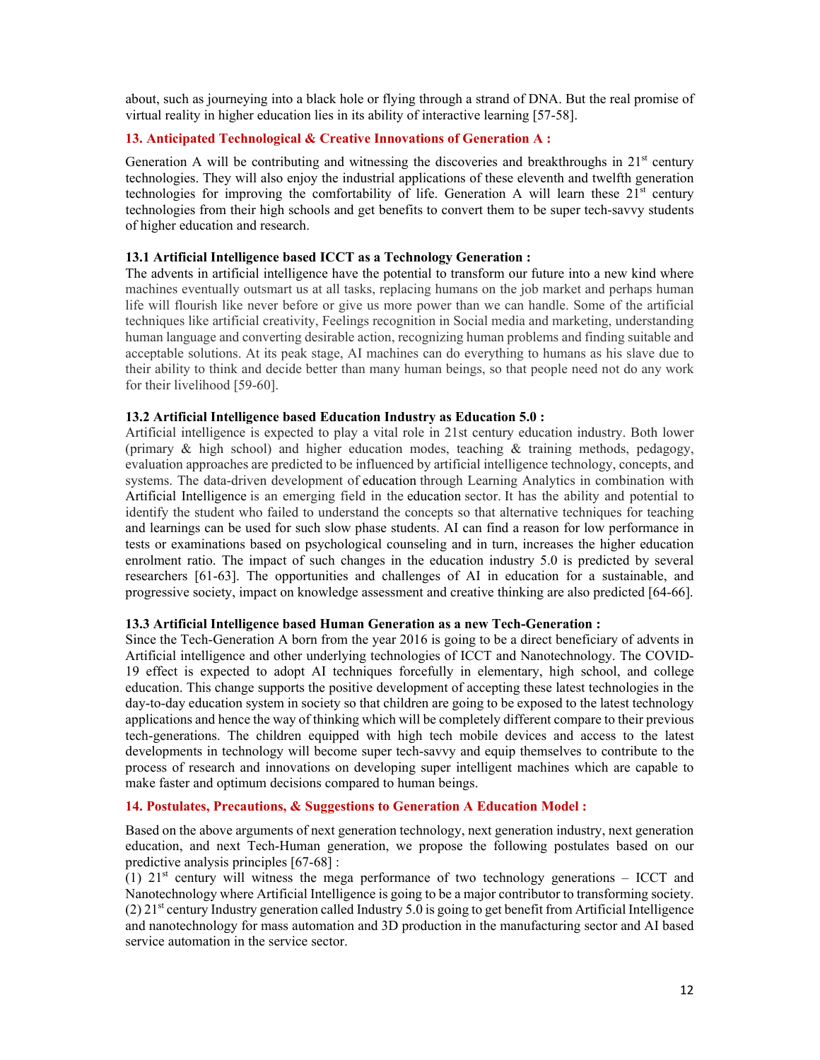about, such as journeying into a black hole or flying through a strand of DNA. But the real promise of virtual reality in higher education lies in its ability of interactive learning [57-58].

## 13. Anticipated Technological & Creative Innovations of Generation A :

Generation A will be contributing and witnessing the discoveries and breakthroughs in 21st century technologies. They will also enjoy the industrial applications of these eleventh and twelfth generation technologies for improving the comfortability of life. Generation A will learn these 21st century technologies from their high schools and get benefits to convert them to be super tech-savvy students of higher education and research.

### 13.1 Artificial Intelligence based ICCT as a Technology Generation :

The advents in artificial intelligence have the potential to transform our future into a new kind where machines eventually outsmart us at all tasks, replacing humans on the job market and perhaps human life will flourish like never before or give us more power than we can handle. Some of the artificial techniques like artificial creativity, Feelings recognition in Social media and marketing, understanding human language and converting desirable action, recognizing human problems and finding suitable and acceptable solutions. At its peak stage, AI machines can do everything to humans as his slave due to their ability to think and decide better than many human beings, so that people need not do any work for their livelihood [59-60].

### 13.2 Artificial Intelligence based Education Industry as Education 5.0 :

Artificial intelligence is expected to play a vital role in 21st century education industry. Both lower (primary & high school) and higher education modes, teaching & training methods, pedagogy, evaluation approaches are predicted to be influenced by artificial intelligence technology, concepts, and systems. The data-driven development of education through Learning Analytics in combination with Artificial Intelligence is an emerging field in the education sector. It has the ability and potential to identify the student who failed to understand the concepts so that alternative techniques for teaching and learnings can be used for such slow phase students. AI can find a reason for low performance in tests or examinations based on psychological counseling and in turn, increases the higher education enrolment ratio. The impact of such changes in the education industry 5.0 is predicted by several researchers [61-63]. The opportunities and challenges of AI in education for a sustainable, and progressive society, impact on knowledge assessment and creative thinking are also predicted [64-66].

### 13.3 Artificial Intelligence based Human Generation as a new Tech-Generation :

Since the Tech-Generation A born from the year 2016 is going to be a direct beneficiary of advents in Artificial intelligence and other underlying technologies of ICCT and Nanotechnology. The COVID-19 effect is expected to adopt AI techniques forcefully in elementary, high school, and college education. This change supports the positive development of accepting these latest technologies in the day-to-day education system in society so that children are going to be exposed to the latest technology applications and hence the way of thinking which will be completely different compare to their previous tech-generations. The children equipped with high tech mobile devices and access to the latest developments in technology will become super tech-savvy and equip themselves to contribute to the process of research and innovations on developing super intelligent machines which are capable to make faster and optimum decisions compared to human beings.

## 14. Postulates, Precautions, & Suggestions to Generation A Education Model :

Based on the above arguments of next generation technology, next generation industry, next generation education, and next Tech-Human generation, we propose the following postulates based on our predictive analysis principles [67-68] :

(1) 21st century will witness the mega performance of two technology generations – ICCT and Nanotechnology where Artificial Intelligence is going to be a major contributor to transforming society.

(2) 21st century Industry generation called Industry 5.0 is going to get benefit from Artificial Intelligence and nanotechnology for mass automation and 3D production in the manufacturing sector and AI based service automation in the service sector.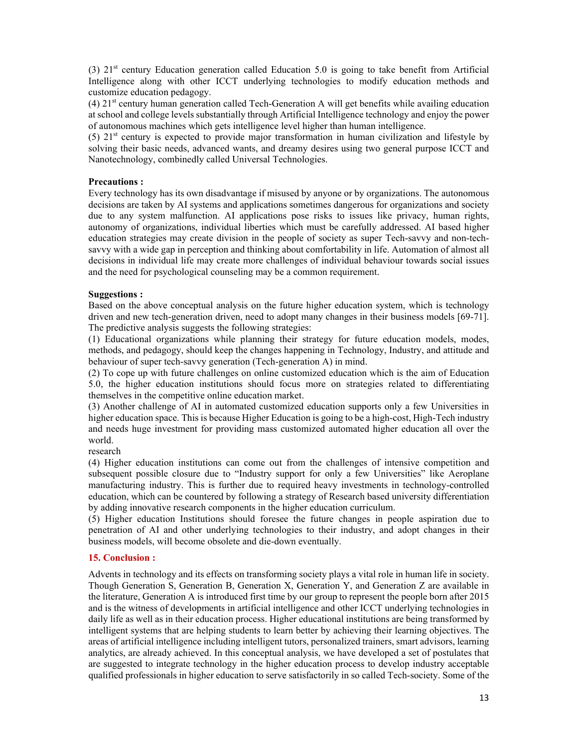(3) 21st century Education generation called Education 5.0 is going to take benefit from Artificial Intelligence along with other ICCT underlying technologies to modify education methods and customize education pedagogy.

(4) 21st century human generation called Tech-Generation A will get benefits while availing education at school and college levels substantially through Artificial Intelligence technology and enjoy the power of autonomous machines which gets intelligence level higher than human intelligence.

(5) 21st century is expected to provide major transformation in human civilization and lifestyle by solving their basic needs, advanced wants, and dreamy desires using two general purpose ICCT and Nanotechnology, combinedly called Universal Technologies.

**Precautions :**

Every technology has its own disadvantage if misused by anyone or by organizations. The autonomous decisions are taken by AI systems and applications sometimes dangerous for organizations and society due to any system malfunction. AI applications pose risks to issues like privacy, human rights, autonomy of organizations, individual liberties which must be carefully addressed. AI based higher education strategies may create division in the people of society as super Tech-savvy and non-tech-savvy with a wide gap in perception and thinking about comfortability in life. Automation of almost all decisions in individual life may create more challenges of individual behaviour towards social issues and the need for psychological counseling may be a common requirement.

**Suggestions :**

Based on the above conceptual analysis on the future higher education system, which is technology driven and new tech-generation driven, need to adopt many changes in their business models [69-71]. The predictive analysis suggests the following strategies:

(1) Educational organizations while planning their strategy for future education models, modes, methods, and pedagogy, should keep the changes happening in Technology, Industry, and attitude and behaviour of super tech-savvy generation (Tech-generation A) in mind.

(2) To cope up with future challenges on online customized education which is the aim of Education 5.0, the higher education institutions should focus more on strategies related to differentiating themselves in the competitive online education market.

(3) Another challenge of AI in automated customized education supports only a few Universities in higher education space. This is because Higher Education is going to be a high-cost, High-Tech industry and needs huge investment for providing mass customized automated higher education all over the world.

research

(4) Higher education institutions can come out from the challenges of intensive competition and subsequent possible closure due to "Industry support for only a few Universities" like Aeroplane manufacturing industry. This is further due to required heavy investments in technology-controlled education, which can be countered by following a strategy of Research based university differentiation by adding innovative research components in the higher education curriculum.

(5) Higher education Institutions should foresee the future changes in people aspiration due to penetration of AI and other underlying technologies to their industry, and adopt changes in their business models, will become obsolete and die-down eventually.

## 15. Conclusion :

Advents in technology and its effects on transforming society plays a vital role in human life in society. Though Generation S, Generation B, Generation X, Generation Y, and Generation Z are available in the literature, Generation A is introduced first time by our group to represent the people born after 2015 and is the witness of developments in artificial intelligence and other ICCT underlying technologies in daily life as well as in their education process. Higher educational institutions are being transformed by intelligent systems that are helping students to learn better by achieving their learning objectives. The areas of artificial intelligence including intelligent tutors, personalized trainers, smart advisors, learning analytics, are already achieved. In this conceptual analysis, we have developed a set of postulates that are suggested to integrate technology in the higher education process to develop industry acceptable qualified professionals in higher education to serve satisfactorily in so called Tech-society. Some of the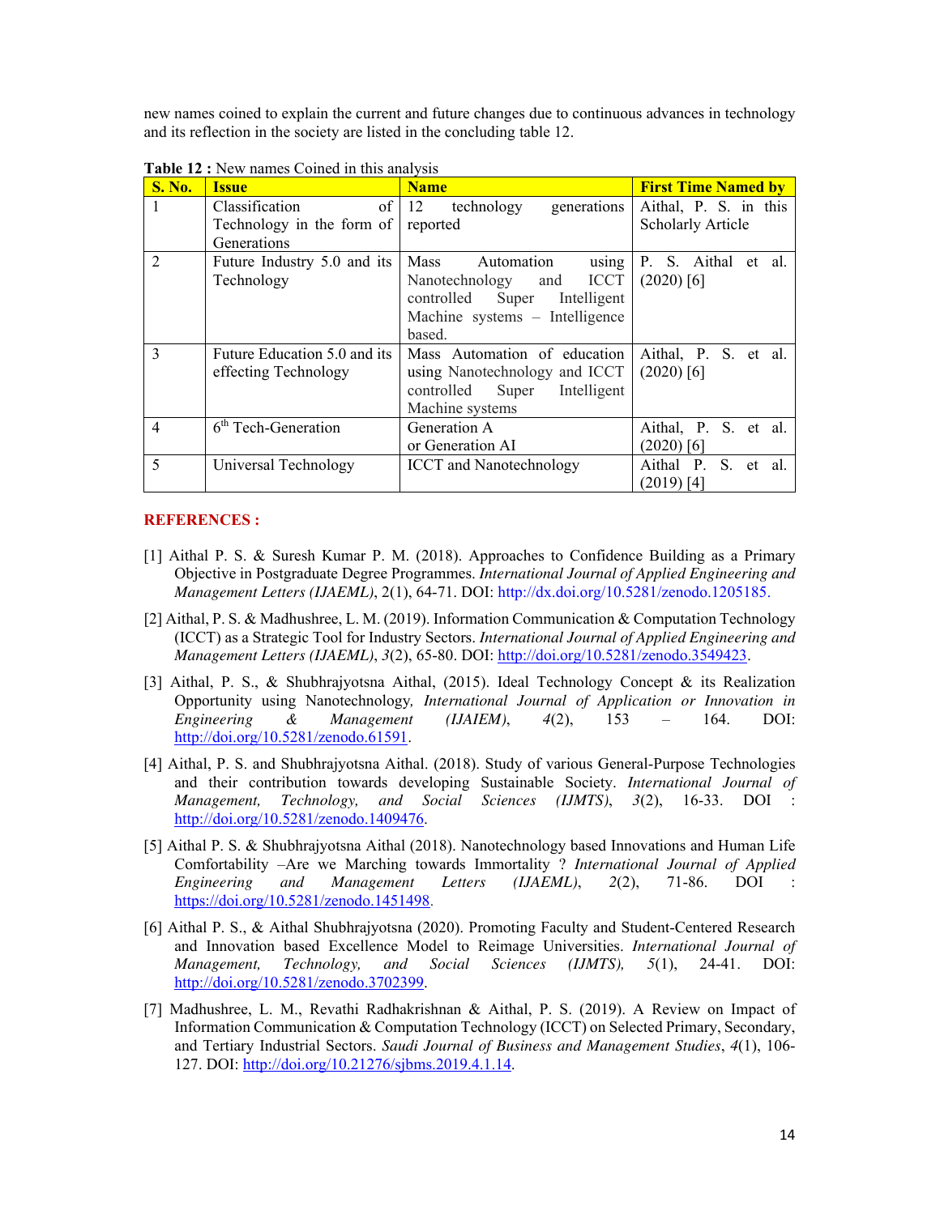new names coined to explain the current and future changes due to continuous advances in technology and its reflection in the society are listed in the concluding table 12.

**Table 12 :** New names Coined in this analysis

| S. No. | Issue | Name | First Time Named by |
|---|---|---|---|
| 1 | Classification of Technology in the form of Generations | 12 technology generations reported | Aithal, P. S. in this Scholarly Article |
| 2 | Future Industry 5.0 and its Technology | Mass Automation using Nanotechnology and ICCT controlled Super Intelligent Machine systems – Intelligence based. | P. S. Aithal et al. (2020) [6] |
| 3 | Future Education 5.0 and its effecting Technology | Mass Automation of education using Nanotechnology and ICCT controlled Super Intelligent Machine systems | Aithal, P. S. et al. (2020) [6] |
| 4 | 6th Tech-Generation | Generation A or Generation AI | Aithal, P. S. et al. (2020) [6] |
| 5 | Universal Technology | ICCT and Nanotechnology | Aithal P. S. et al. (2019) [4] |

## REFERENCES :

[1] Aithal P. S. & Suresh Kumar P. M. (2018). Approaches to Confidence Building as a Primary Objective in Postgraduate Degree Programmes. *International Journal of Applied Engineering and Management Letters (IJAEML)*, 2(1), 64-71. DOI: http://dx.doi.org/10.5281/zenodo.1205185.

[2] Aithal, P. S. & Madhushree, L. M. (2019). Information Communication & Computation Technology (ICCT) as a Strategic Tool for Industry Sectors. *International Journal of Applied Engineering and Management Letters (IJAEML)*, *3*(2), 65-80. DOI: http://doi.org/10.5281/zenodo.3549423.

[3] Aithal, P. S., & Shubhrajyotsna Aithal, (2015). Ideal Technology Concept & its Realization Opportunity using Nanotechnology*, International Journal of Application or Innovation in Engineering & Management (IJAIEM)*, *4*(2), 153 – 164. DOI: http://doi.org/10.5281/zenodo.61591.

[4] Aithal, P. S. and Shubhrajyotsna Aithal. (2018). Study of various General-Purpose Technologies and their contribution towards developing Sustainable Society. *International Journal of Management, Technology, and Social Sciences (IJMTS)*, *3*(2), 16-33. DOI : http://doi.org/10.5281/zenodo.1409476.

[5] Aithal P. S. & Shubhrajyotsna Aithal (2018). Nanotechnology based Innovations and Human Life Comfortability –Are we Marching towards Immortality ? *International Journal of Applied Engineering and Management Letters (IJAEML)*, *2*(2), 71-86. DOI : https://doi.org/10.5281/zenodo.1451498.

[6] Aithal P. S., & Aithal Shubhrajyotsna (2020). Promoting Faculty and Student-Centered Research and Innovation based Excellence Model to Reimage Universities. *International Journal of Management, Technology, and Social Sciences (IJMTS)*, *5*(1), 24-41. DOI: http://doi.org/10.5281/zenodo.3702399.

[7] Madhushree, L. M., Revathi Radhakrishnan & Aithal, P. S. (2019). A Review on Impact of Information Communication & Computation Technology (ICCT) on Selected Primary, Secondary, and Tertiary Industrial Sectors. *Saudi Journal of Business and Management Studies*, *4*(1), 106-127. DOI: http://doi.org/10.21276/sjbms.2019.4.1.14.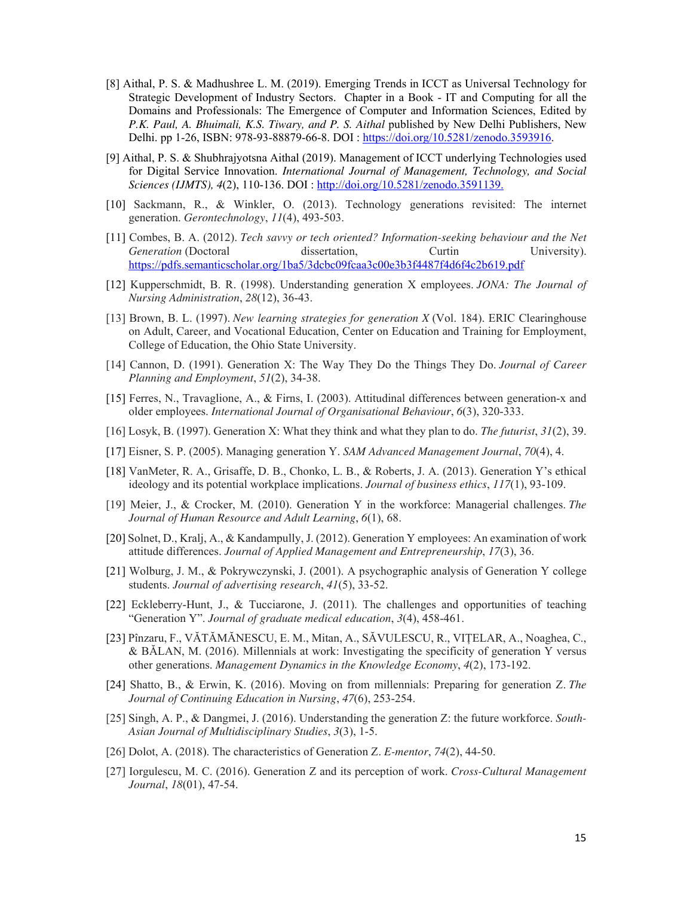[8] Aithal, P. S. & Madhushree L. M. (2019). Emerging Trends in ICCT as Universal Technology for Strategic Development of Industry Sectors. Chapter in a Book - IT and Computing for all the Domains and Professionals: The Emergence of Computer and Information Sciences, Edited by *P.K. Paul, A. Bhuimali, K.S. Tiwary, and P. S. Aithal* published by New Delhi Publishers, New Delhi. pp 1-26, ISBN: 978-93-88879-66-8. DOI : [https://doi.org/10.5281/zenodo.3593916](https://doi.org/10.5281/zenodo.3593916).

[9] Aithal, P. S. & Shubhrajyotsna Aithal (2019). Management of ICCT underlying Technologies used for Digital Service Innovation. *International Journal of Management, Technology, and Social Sciences (IJMTS), 4*(2), 110-136. DOI : [http://doi.org/10.5281/zenodo.3591139.](http://doi.org/10.5281/zenodo.3591139)

[10] Sackmann, R., & Winkler, O. (2013). Technology generations revisited: The internet generation. *Gerontechnology*, *11*(4), 493-503.

[11] Combes, B. A. (2012). *Tech savvy or tech oriented? Information-seeking behaviour and the Net Generation* (Doctoral dissertation, Curtin University). [https://pdfs.semanticscholar.org/1ba5/3dcbc09fcaa3c00e3b3f4487f4d6f4c2b619.pdf](https://pdfs.semanticscholar.org/1ba5/3dcbc09fcaa3c00e3b3f4487f4d6f4c2b619.pdf)

[12] Kupperschmidt, B. R. (1998). Understanding generation X employees. *JONA: The Journal of Nursing Administration*, *28*(12), 36-43.

[13] Brown, B. L. (1997). *New learning strategies for generation X* (Vol. 184). ERIC Clearinghouse on Adult, Career, and Vocational Education, Center on Education and Training for Employment, College of Education, the Ohio State University.

[14] Cannon, D. (1991). Generation X: The Way They Do the Things They Do. *Journal of Career Planning and Employment*, *51*(2), 34-38.

[15] Ferres, N., Travaglione, A., & Firns, I. (2003). Attitudinal differences between generation-x and older employees. *International Journal of Organisational Behaviour*, *6*(3), 320-333.

[16] Losyk, B. (1997). Generation X: What they think and what they plan to do. *The futurist*, *31*(2), 39.

[17] Eisner, S. P. (2005). Managing generation Y. *SAM Advanced Management Journal*, *70*(4), 4.

[18] VanMeter, R. A., Grisaffe, D. B., Chonko, L. B., & Roberts, J. A. (2013). Generation Y's ethical ideology and its potential workplace implications. *Journal of business ethics*, *117*(1), 93-109.

[19] Meier, J., & Crocker, M. (2010). Generation Y in the workforce: Managerial challenges. *The Journal of Human Resource and Adult Learning*, *6*(1), 68.

[20] Solnet, D., Kralj, A., & Kandampully, J. (2012). Generation Y employees: An examination of work attitude differences. *Journal of Applied Management and Entrepreneurship*, *17*(3), 36.

[21] Wolburg, J. M., & Pokrywczynski, J. (2001). A psychographic analysis of Generation Y college students. *Journal of advertising research*, *41*(5), 33-52.

[22] Eckleberry-Hunt, J., & Tucciarone, J. (2011). The challenges and opportunities of teaching "Generation Y". *Journal of graduate medical education*, *3*(4), 458-461.

[23] Pînzaru, F., VĂTĂMĂNESCU, E. M., Mitan, A., SĂVULESCU, R., VIȚELAR, A., Noaghea, C., & BĂLAN, M. (2016). Millennials at work: Investigating the specificity of generation Y versus other generations. *Management Dynamics in the Knowledge Economy*, *4*(2), 173-192.

[24] Shatto, B., & Erwin, K. (2016). Moving on from millennials: Preparing for generation Z. *The Journal of Continuing Education in Nursing*, *47*(6), 253-254.

[25] Singh, A. P., & Dangmei, J. (2016). Understanding the generation Z: the future workforce. *South-Asian Journal of Multidisciplinary Studies*, *3*(3), 1-5.

[26] Dolot, A. (2018). The characteristics of Generation Z. *E-mentor*, *74*(2), 44-50.

[27] Iorgulescu, M. C. (2016). Generation Z and its perception of work. *Cross-Cultural Management Journal*, *18*(01), 47-54.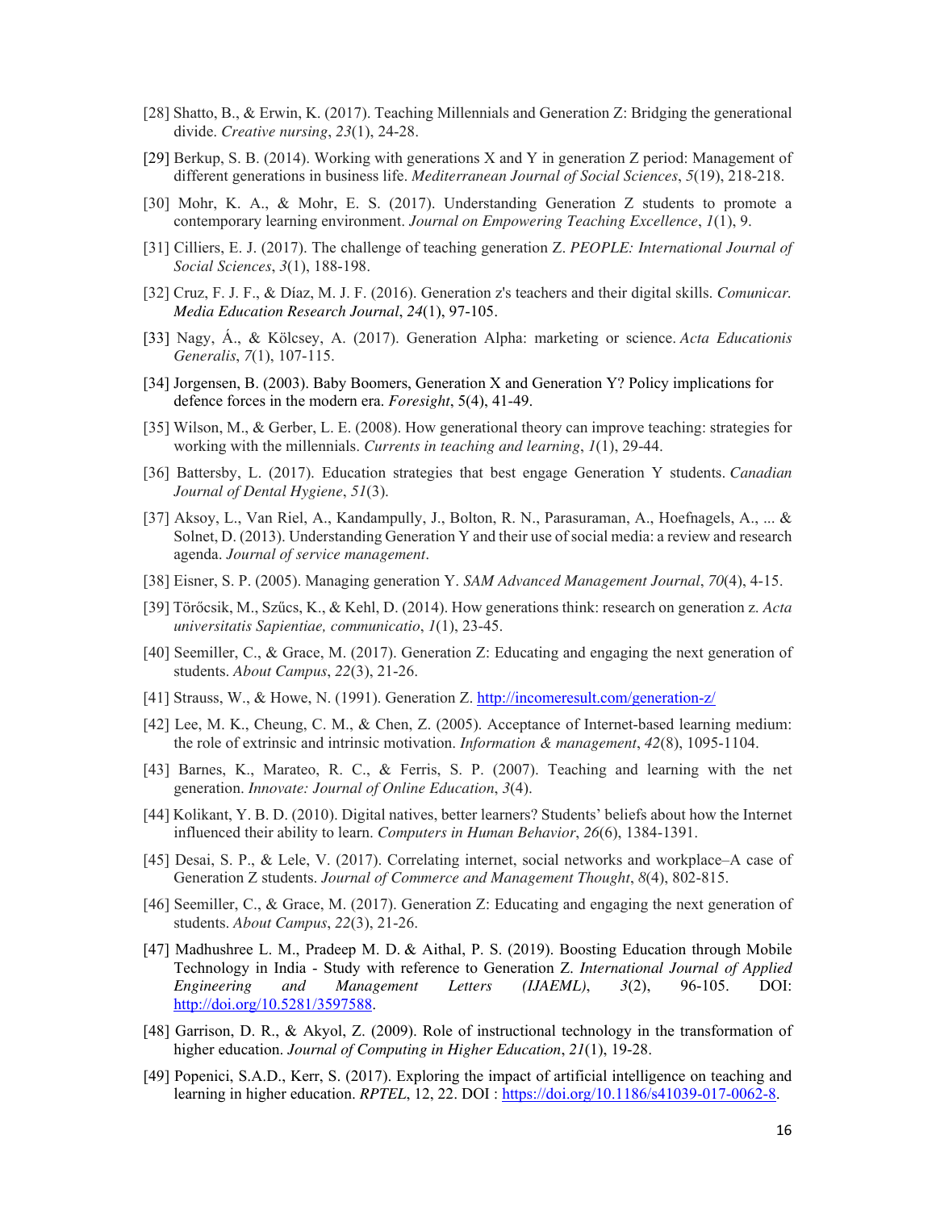[28] Shatto, B., & Erwin, K. (2017). Teaching Millennials and Generation Z: Bridging the generational divide. *Creative nursing*, *23*(1), 24-28.

[29] Berkup, S. B. (2014). Working with generations X and Y in generation Z period: Management of different generations in business life. *Mediterranean Journal of Social Sciences*, *5*(19), 218-218.

[30] Mohr, K. A., & Mohr, E. S. (2017). Understanding Generation Z students to promote a contemporary learning environment. *Journal on Empowering Teaching Excellence*, *1*(1), 9.

[31] Cilliers, E. J. (2017). The challenge of teaching generation Z. *PEOPLE: International Journal of Social Sciences*, *3*(1), 188-198.

[32] Cruz, F. J. F., & Díaz, M. J. F. (2016). Generation z's teachers and their digital skills. *Comunicar. Media Education Research Journal*, *24*(1), 97-105.

[33] Nagy, Á., & Kölcsey, A. (2017). Generation Alpha: marketing or science. *Acta Educationis Generalis*, *7*(1), 107-115.

[34] Jorgensen, B. (2003). Baby Boomers, Generation X and Generation Y? Policy implications for defence forces in the modern era. *Foresight*, 5(4), 41-49.

[35] Wilson, M., & Gerber, L. E. (2008). How generational theory can improve teaching: strategies for working with the millennials. *Currents in teaching and learning*, *1*(1), 29-44.

[36] Battersby, L. (2017). Education strategies that best engage Generation Y students. *Canadian Journal of Dental Hygiene*, *51*(3).

[37] Aksoy, L., Van Riel, A., Kandampully, J., Bolton, R. N., Parasuraman, A., Hoefnagels, A., ... & Solnet, D. (2013). Understanding Generation Y and their use of social media: a review and research agenda. *Journal of service management*.

[38] Eisner, S. P. (2005). Managing generation Y. *SAM Advanced Management Journal*, *70*(4), 4-15.

[39] Törőcsik, M., Szűcs, K., & Kehl, D. (2014). How generations think: research on generation z. *Acta universitatis Sapientiae, communicatio*, *1*(1), 23-45.

[40] Seemiller, C., & Grace, M. (2017). Generation Z: Educating and engaging the next generation of students. *About Campus*, *22*(3), 21-26.

[41] Strauss, W., & Howe, N. (1991). Generation Z. http://incomeresult.com/generation-z/

[42] Lee, M. K., Cheung, C. M., & Chen, Z. (2005). Acceptance of Internet-based learning medium: the role of extrinsic and intrinsic motivation. *Information & management*, *42*(8), 1095-1104.

[43] Barnes, K., Marateo, R. C., & Ferris, S. P. (2007). Teaching and learning with the net generation. *Innovate: Journal of Online Education*, *3*(4).

[44] Kolikant, Y. B. D. (2010). Digital natives, better learners? Students' beliefs about how the Internet influenced their ability to learn. *Computers in Human Behavior*, *26*(6), 1384-1391.

[45] Desai, S. P., & Lele, V. (2017). Correlating internet, social networks and workplace–A case of Generation Z students. *Journal of Commerce and Management Thought*, *8*(4), 802-815.

[46] Seemiller, C., & Grace, M. (2017). Generation Z: Educating and engaging the next generation of students. *About Campus*, *22*(3), 21-26.

[47] Madhushree L. M., Pradeep M. D. & Aithal, P. S. (2019). Boosting Education through Mobile Technology in India - Study with reference to Generation Z. *International Journal of Applied Engineering and Management Letters (IJAEML)*, *3*(2), 96-105. DOI: http://doi.org/10.5281/3597588.

[48] Garrison, D. R., & Akyol, Z. (2009). Role of instructional technology in the transformation of higher education. *Journal of Computing in Higher Education*, *21*(1), 19-28.

[49] Popenici, S.A.D., Kerr, S. (2017). Exploring the impact of artificial intelligence on teaching and learning in higher education. *RPTEL*, 12, 22. DOI : https://doi.org/10.1186/s41039-017-0062-8.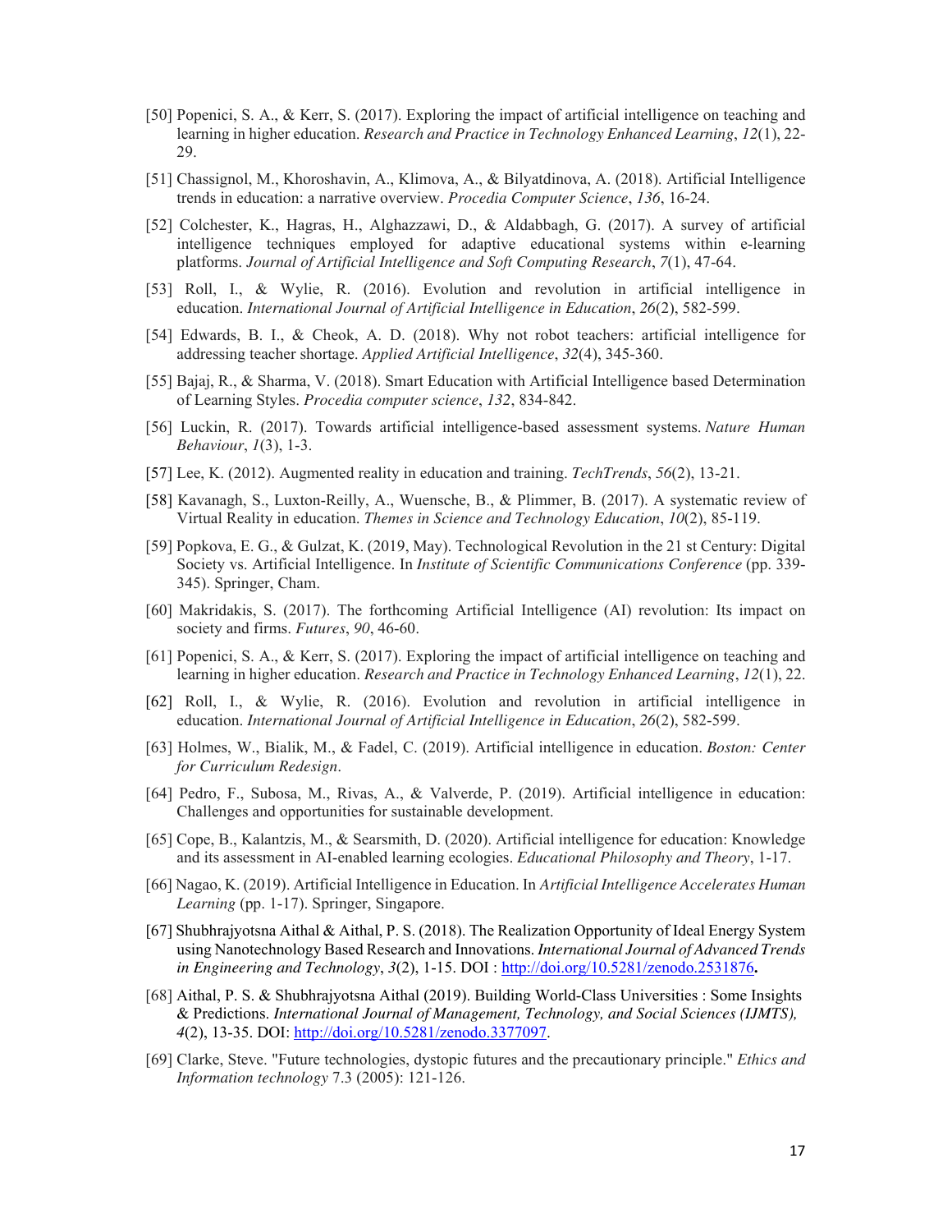[50] Popenici, S. A., & Kerr, S. (2017). Exploring the impact of artificial intelligence on teaching and learning in higher education. *Research and Practice in Technology Enhanced Learning*, *12*(1), 22-29.

[51] Chassignol, M., Khoroshavin, A., Klimova, A., & Bilyatdinova, A. (2018). Artificial Intelligence trends in education: a narrative overview. *Procedia Computer Science*, *136*, 16-24.

[52] Colchester, K., Hagras, H., Alghazzawi, D., & Aldabbagh, G. (2017). A survey of artificial intelligence techniques employed for adaptive educational systems within e-learning platforms. *Journal of Artificial Intelligence and Soft Computing Research*, *7*(1), 47-64.

[53] Roll, I., & Wylie, R. (2016). Evolution and revolution in artificial intelligence in education. *International Journal of Artificial Intelligence in Education*, *26*(2), 582-599.

[54] Edwards, B. I., & Cheok, A. D. (2018). Why not robot teachers: artificial intelligence for addressing teacher shortage. *Applied Artificial Intelligence*, *32*(4), 345-360.

[55] Bajaj, R., & Sharma, V. (2018). Smart Education with Artificial Intelligence based Determination of Learning Styles. *Procedia computer science*, *132*, 834-842.

[56] Luckin, R. (2017). Towards artificial intelligence-based assessment systems. *Nature Human Behaviour*, *1*(3), 1-3.

[57] Lee, K. (2012). Augmented reality in education and training. *TechTrends*, *56*(2), 13-21.

[58] Kavanagh, S., Luxton-Reilly, A., Wuensche, B., & Plimmer, B. (2017). A systematic review of Virtual Reality in education. *Themes in Science and Technology Education*, *10*(2), 85-119.

[59] Popkova, E. G., & Gulzat, K. (2019, May). Technological Revolution in the 21 st Century: Digital Society vs. Artificial Intelligence. In *Institute of Scientific Communications Conference* (pp. 339-345). Springer, Cham.

[60] Makridakis, S. (2017). The forthcoming Artificial Intelligence (AI) revolution: Its impact on society and firms. *Futures*, *90*, 46-60.

[61] Popenici, S. A., & Kerr, S. (2017). Exploring the impact of artificial intelligence on teaching and learning in higher education. *Research and Practice in Technology Enhanced Learning*, *12*(1), 22.

[62] Roll, I., & Wylie, R. (2016). Evolution and revolution in artificial intelligence in education. *International Journal of Artificial Intelligence in Education*, *26*(2), 582-599.

[63] Holmes, W., Bialik, M., & Fadel, C. (2019). Artificial intelligence in education. *Boston: Center for Curriculum Redesign*.

[64] Pedro, F., Subosa, M., Rivas, A., & Valverde, P. (2019). Artificial intelligence in education: Challenges and opportunities for sustainable development.

[65] Cope, B., Kalantzis, M., & Searsmith, D. (2020). Artificial intelligence for education: Knowledge and its assessment in AI-enabled learning ecologies. *Educational Philosophy and Theory*, 1-17.

[66] Nagao, K. (2019). Artificial Intelligence in Education. In *Artificial Intelligence Accelerates Human Learning* (pp. 1-17). Springer, Singapore.

[67] Shubhrajyotsna Aithal & Aithal, P. S. (2018). The Realization Opportunity of Ideal Energy System using Nanotechnology Based Research and Innovations. *International Journal of Advanced Trends in Engineering and Technology*, *3*(2), 1-15. DOI : http://doi.org/10.5281/zenodo.2531876**.**

[68] Aithal, P. S. & Shubhrajyotsna Aithal (2019). Building World-Class Universities : Some Insights & Predictions. *International Journal of Management, Technology, and Social Sciences (IJMTS)*, *4*(2), 13-35. DOI: http://doi.org/10.5281/zenodo.3377097.

[69] Clarke, Steve. "Future technologies, dystopic futures and the precautionary principle." *Ethics and Information technology* 7.3 (2005): 121-126.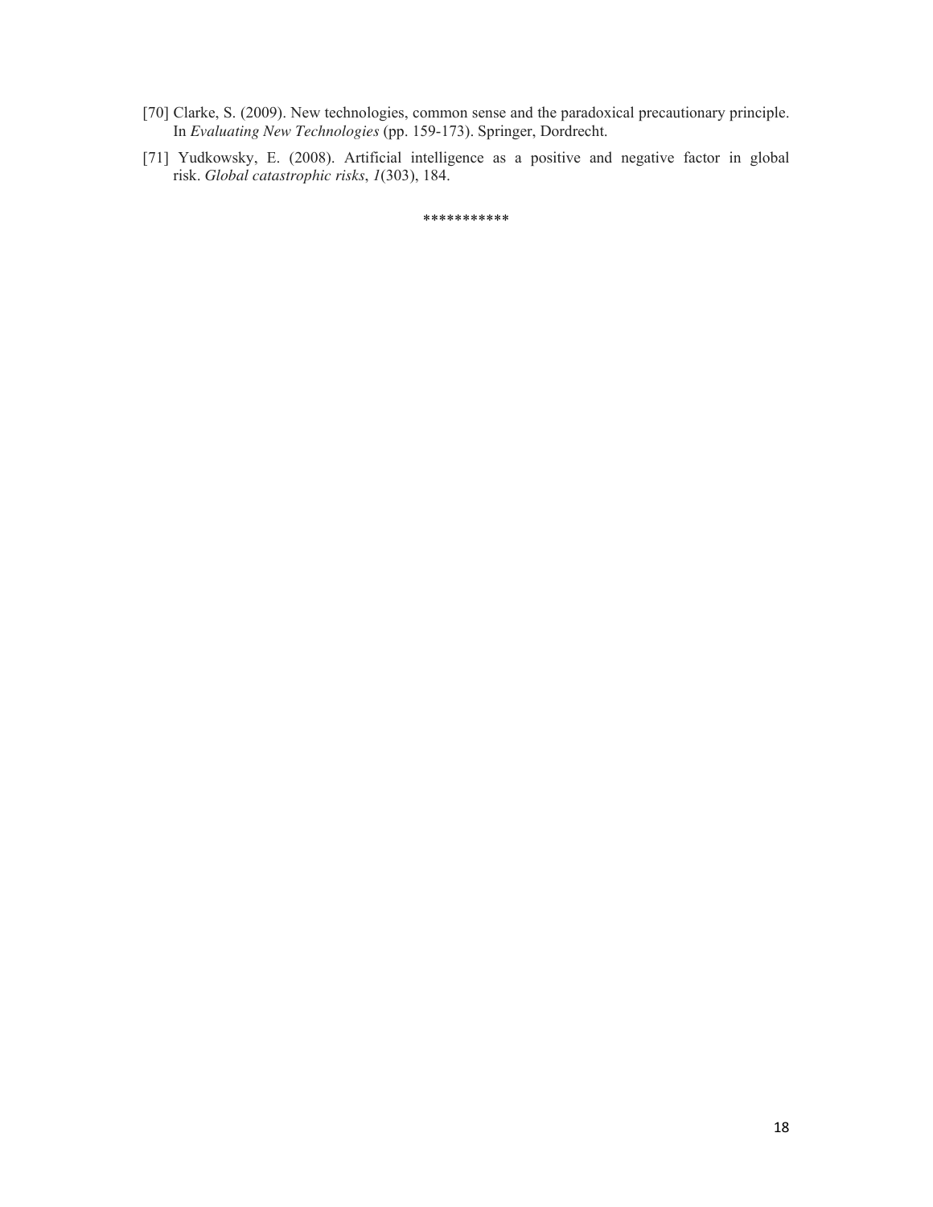[70] Clarke, S. (2009). New technologies, common sense and the paradoxical precautionary principle. In *Evaluating New Technologies* (pp. 159-173). Springer, Dordrecht.

[71] Yudkowsky, E. (2008). Artificial intelligence as a positive and negative factor in global risk. *Global catastrophic risks*, *1*(303), 184.

***********